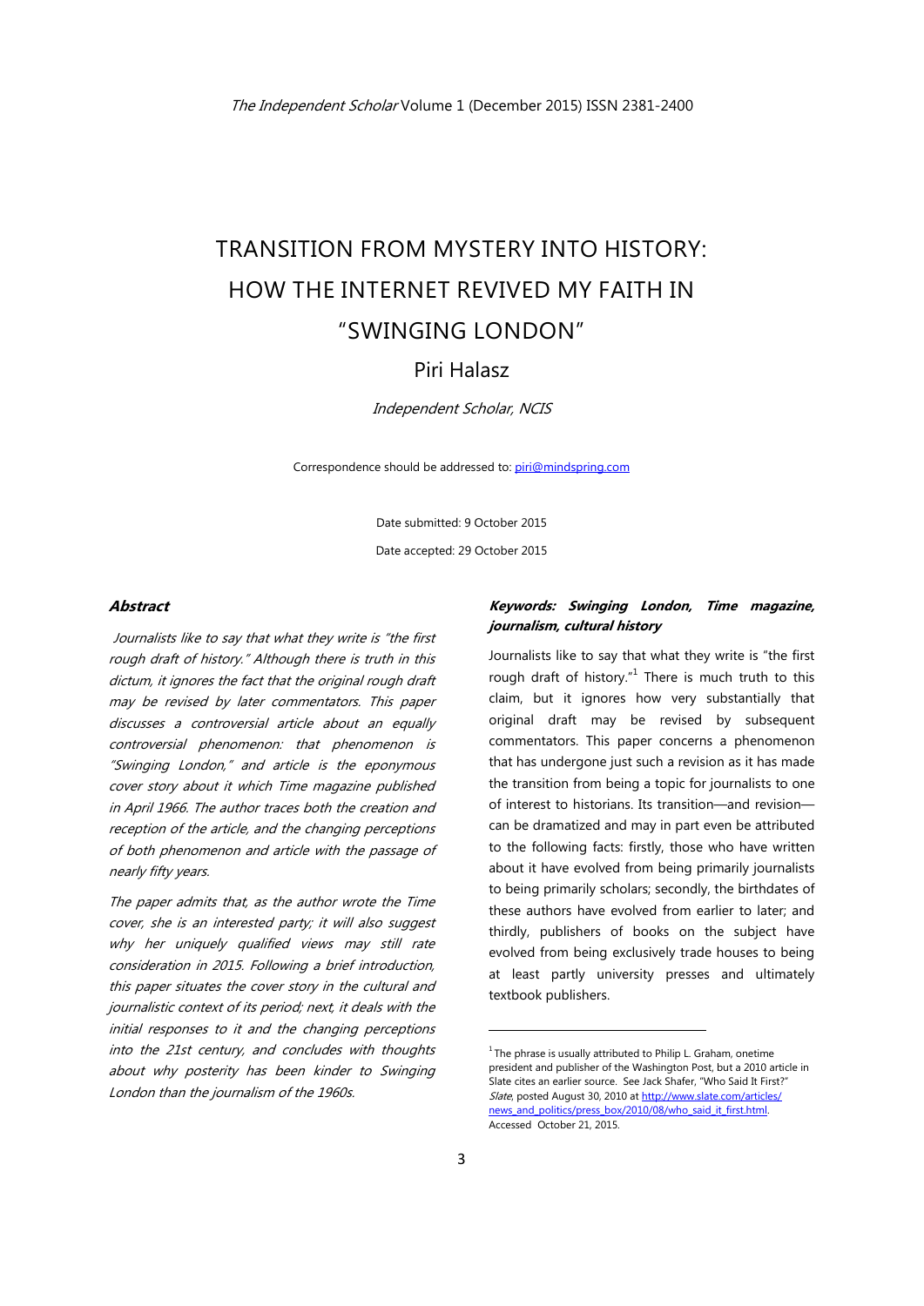# TRANSITION FROM MYSTERY INTO HISTORY: HOW THE INTERNET REVIVED MY FAITH IN "SWINGING LONDON"

## Piri Halasz

*Independent Scholar, NCIS*

Correspondence should be addressed to: piri@mindspring.com

Date submitted: 9 October 2015

Date accepted: 29 October 2015

### *Abstract*

*Journalists like to say that what they write is "the first rough draft of history." Although there is truth in this dictum, it ignores the fact that the original rough draft may be revised by later commentators. This paper discusses a controversial article about an equally controversial phenomenon: that phenomenon is "Swinging London," and article is the eponymous cover story about it which Time magazine published in April 1966. The author traces both the creation and reception of the article, and the changing perceptions of both phenomenon and article with the passage of nearly fifty years.*

*The paper admits that, as the author wrote the Time cover, she is an interested party; it will also suggest why her uniquely qualified views may still rate consideration in 2015. Following a brief introduction, this paper situates the cover story in the cultural and journalistic context of its period; next, it deals with the initial responses to it and the changing perceptions into the 21st century, and concludes with thoughts about why posterity has been kinder to Swinging London than the journalism of the 1960s.*

***Keywords: Swinging London, Time magazine, journalism, cultural history***

Journalists like to say that what they write is "the first rough draft of history."[1] There is much truth to this claim, but it ignores how very substantially that original draft may be revised by subsequent commentators. This paper concerns a phenomenon that has undergone just such a revision as it has made the transition from being a topic for journalists to one of interest to historians. Its transition—and revision—can be dramatized and may in part even be attributed to the following facts: firstly, those who have written about it have evolved from being primarily journalists to being primarily scholars; secondly, the birthdates of these authors have evolved from earlier to later; and thirdly, publishers of books on the subject have evolved from being exclusively trade houses to being at least partly university presses and ultimately textbook publishers.

---

[1] The phrase is usually attributed to Philip L. Graham, onetime president and publisher of the Washington Post, but a 2010 article in Slate cites an earlier source. See Jack Shafer, "Who Said It First?" *Slate*, posted August 30, 2010 at http://www.slate.com/articles/news_and_politics/press_box/2010/08/who_said_it_first.html. Accessed October 21, 2015.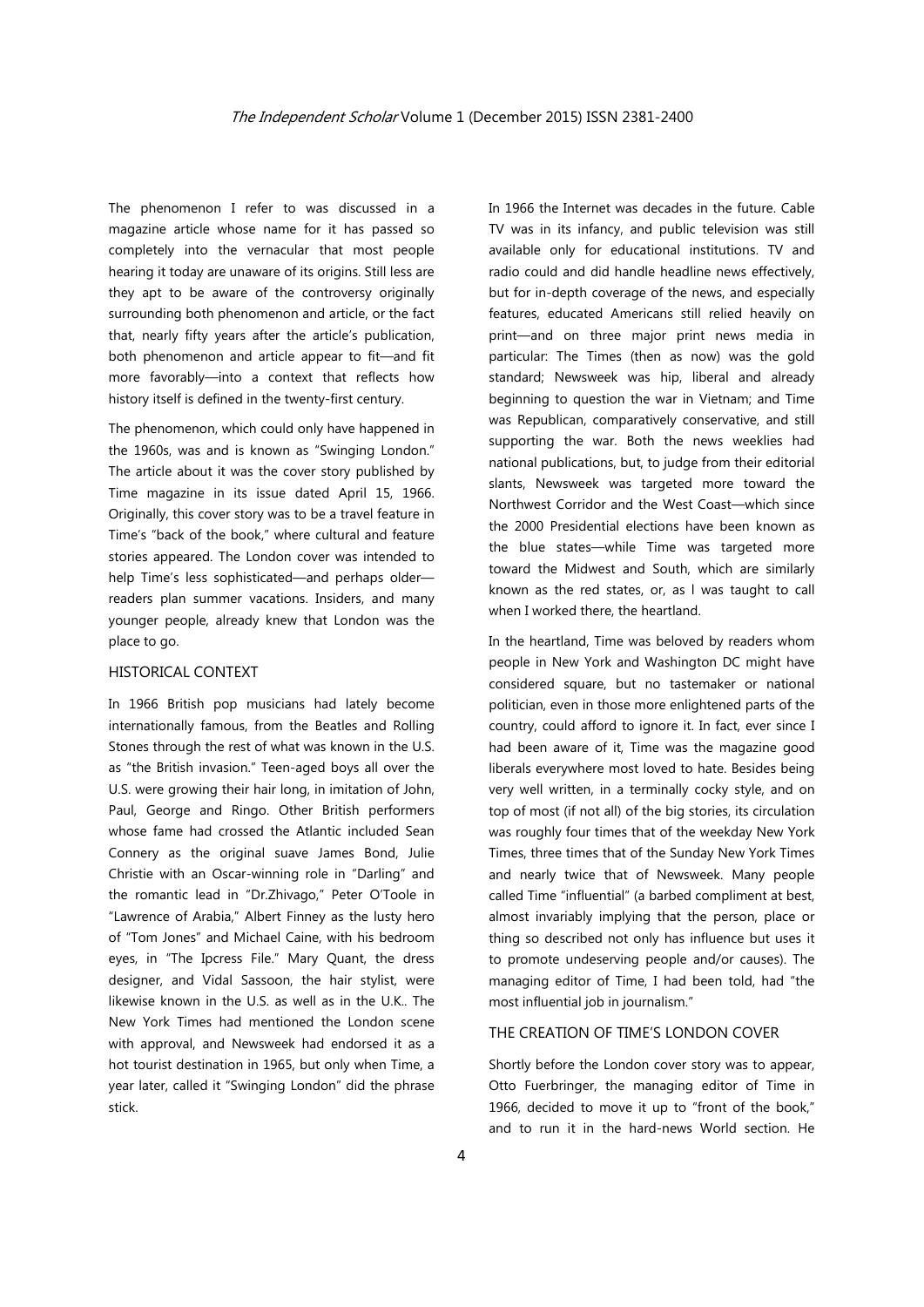The phenomenon I refer to was discussed in a magazine article whose name for it has passed so completely into the vernacular that most people hearing it today are unaware of its origins. Still less are they apt to be aware of the controversy originally surrounding both phenomenon and article, or the fact that, nearly fifty years after the article's publication, both phenomenon and article appear to fit—and fit more favorably—into a context that reflects how history itself is defined in the twenty-first century.

The phenomenon, which could only have happened in the 1960s, was and is known as "Swinging London." The article about it was the cover story published by Time magazine in its issue dated April 15, 1966. Originally, this cover story was to be a travel feature in Time's "back of the book," where cultural and feature stories appeared. The London cover was intended to help Time's less sophisticated—and perhaps older—readers plan summer vacations. Insiders, and many younger people, already knew that London was the place to go.

## HISTORICAL CONTEXT

In 1966 British pop musicians had lately become internationally famous, from the Beatles and Rolling Stones through the rest of what was known in the U.S. as "the British invasion." Teen-aged boys all over the U.S. were growing their hair long, in imitation of John, Paul, George and Ringo. Other British performers whose fame had crossed the Atlantic included Sean Connery as the original suave James Bond, Julie Christie with an Oscar-winning role in "Darling" and the romantic lead in "Dr.Zhivago," Peter O'Toole in "Lawrence of Arabia," Albert Finney as the lusty hero of "Tom Jones" and Michael Caine, with his bedroom eyes, in "The Ipcress File." Mary Quant, the dress designer, and Vidal Sassoon, the hair stylist, were likewise known in the U.S. as well as in the U.K.. The New York Times had mentioned the London scene with approval, and Newsweek had endorsed it as a hot tourist destination in 1965, but only when Time, a year later, called it "Swinging London" did the phrase stick.

In 1966 the Internet was decades in the future. Cable TV was in its infancy, and public television was still available only for educational institutions. TV and radio could and did handle headline news effectively, but for in-depth coverage of the news, and especially features, educated Americans still relied heavily on print—and on three major print news media in particular: The Times (then as now) was the gold standard; Newsweek was hip, liberal and already beginning to question the war in Vietnam; and Time was Republican, comparatively conservative, and still supporting the war. Both the news weeklies had national publications, but, to judge from their editorial slants, Newsweek was targeted more toward the Northwest Corridor and the West Coast—which since the 2000 Presidential elections have been known as the blue states—while Time was targeted more toward the Midwest and South, which are similarly known as the red states, or, as I was taught to call when I worked there, the heartland.

In the heartland, Time was beloved by readers whom people in New York and Washington DC might have considered square, but no tastemaker or national politician, even in those more enlightened parts of the country, could afford to ignore it. In fact, ever since I had been aware of it, Time was the magazine good liberals everywhere most loved to hate. Besides being very well written, in a terminally cocky style, and on top of most (if not all) of the big stories, its circulation was roughly four times that of the weekday New York Times, three times that of the Sunday New York Times and nearly twice that of Newsweek. Many people called Time "influential" (a barbed compliment at best, almost invariably implying that the person, place or thing so described not only has influence but uses it to promote undeserving people and/or causes). The managing editor of Time, I had been told, had "the most influential job in journalism."

## THE CREATION OF TIME'S LONDON COVER

Shortly before the London cover story was to appear, Otto Fuerbringer, the managing editor of Time in 1966, decided to move it up to "front of the book," and to run it in the hard-news World section. He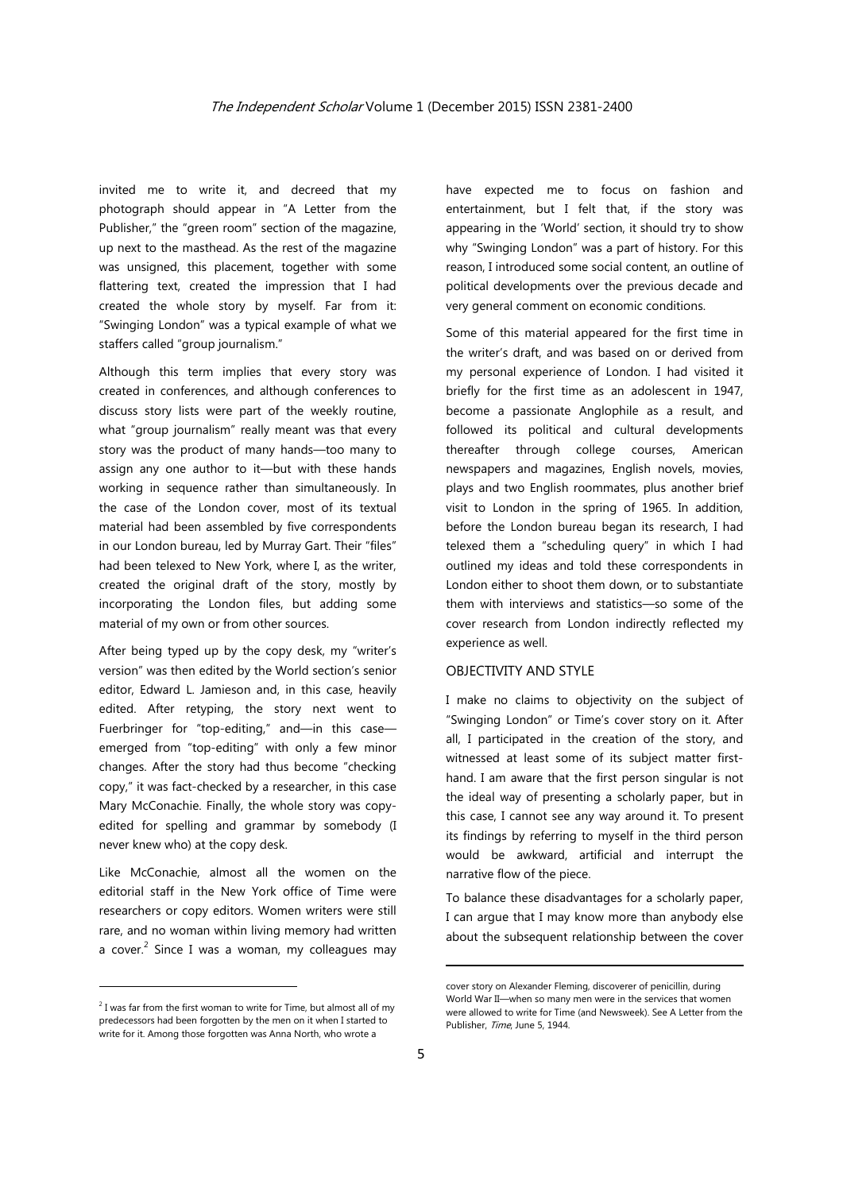invited me to write it, and decreed that my photograph should appear in "A Letter from the Publisher," the "green room" section of the magazine, up next to the masthead. As the rest of the magazine was unsigned, this placement, together with some flattering text, created the impression that I had created the whole story by myself. Far from it: "Swinging London" was a typical example of what we staffers called "group journalism."

Although this term implies that every story was created in conferences, and although conferences to discuss story lists were part of the weekly routine, what "group journalism" really meant was that every story was the product of many hands—too many to assign any one author to it—but with these hands working in sequence rather than simultaneously. In the case of the London cover, most of its textual material had been assembled by five correspondents in our London bureau, led by Murray Gart. Their "files" had been telexed to New York, where I, as the writer, created the original draft of the story, mostly by incorporating the London files, but adding some material of my own or from other sources.

After being typed up by the copy desk, my "writer's version" was then edited by the World section's senior editor, Edward L. Jamieson and, in this case, heavily edited. After retyping, the story next went to Fuerbringer for "top-editing," and—in this case—emerged from "top-editing" with only a few minor changes. After the story had thus become "checking copy," it was fact-checked by a researcher, in this case Mary McConachie. Finally, the whole story was copy-edited for spelling and grammar by somebody (I never knew who) at the copy desk.

Like McConachie, almost all the women on the editorial staff in the New York office of Time were researchers or copy editors. Women writers were still rare, and no woman within living memory had written a cover.[2] Since I was a woman, my colleagues may have expected me to focus on fashion and entertainment, but I felt that, if the story was appearing in the 'World' section, it should try to show why "Swinging London" was a part of history. For this reason, I introduced some social content, an outline of political developments over the previous decade and very general comment on economic conditions.

Some of this material appeared for the first time in the writer's draft, and was based on or derived from my personal experience of London. I had visited it briefly for the first time as an adolescent in 1947, become a passionate Anglophile as a result, and followed its political and cultural developments thereafter through college courses, American newspapers and magazines, English novels, movies, plays and two English roommates, plus another brief visit to London in the spring of 1965. In addition, before the London bureau began its research, I had telexed them a "scheduling query" in which I had outlined my ideas and told these correspondents in London either to shoot them down, or to substantiate them with interviews and statistics—so some of the cover research from London indirectly reflected my experience as well.

## OBJECTIVITY AND STYLE

I make no claims to objectivity on the subject of "Swinging London" or Time's cover story on it. After all, I participated in the creation of the story, and witnessed at least some of its subject matter first-hand. I am aware that the first person singular is not the ideal way of presenting a scholarly paper, but in this case, I cannot see any way around it. To present its findings by referring to myself in the third person would be awkward, artificial and interrupt the narrative flow of the piece.

To balance these disadvantages for a scholarly paper, I can argue that I may know more than anybody else about the subsequent relationship between the cover

---

[2] I was far from the first woman to write for Time, but almost all of my predecessors had been forgotten by the men on it when I started to write for it. Among those forgotten was Anna North, who wrote a cover story on Alexander Fleming, discoverer of penicillin, during World War II—when so many men were in the services that women were allowed to write for Time (and Newsweek). See A Letter from the Publisher, *Time*, June 5, 1944.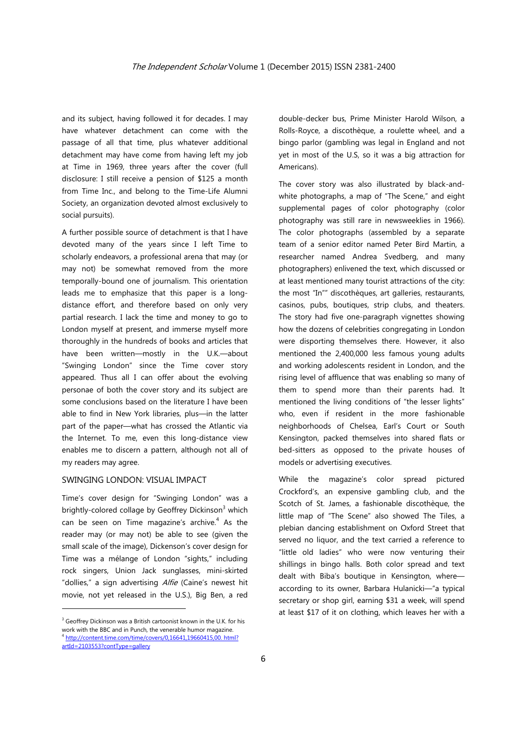and its subject, having followed it for decades. I may have whatever detachment can come with the passage of all that time, plus whatever additional detachment may have come from having left my job at Time in 1969, three years after the cover (full disclosure: I still receive a pension of $125 a month from Time Inc., and belong to the Time-Life Alumni Society, an organization devoted almost exclusively to social pursuits).

A further possible source of detachment is that I have devoted many of the years since I left Time to scholarly endeavors, a professional arena that may (or may not) be somewhat removed from the more temporally-bound one of journalism. This orientation leads me to emphasize that this paper is a long-distance effort, and therefore based on only very partial research. I lack the time and money to go to London myself at present, and immerse myself more thoroughly in the hundreds of books and articles that have been written—mostly in the U.K.—about "Swinging London" since the Time cover story appeared. Thus all I can offer about the evolving personae of both the cover story and its subject are some conclusions based on the literature I have been able to find in New York libraries, plus—in the latter part of the paper—what has crossed the Atlantic via the Internet. To me, even this long-distance view enables me to discern a pattern, although not all of my readers may agree.

## SWINGING LONDON: VISUAL IMPACT

Time's cover design for "Swinging London" was a brightly-colored collage by Geoffrey Dickinson[3] which can be seen on Time magazine's archive.[4] As the reader may (or may not) be able to see (given the small scale of the image), Dickinson's cover design for Time was a mélange of London "sights," including rock singers, Union Jack sunglasses, mini-skirted "dollies," a sign advertising *Alfie* (Caine's newest hit movie, not yet released in the U.S.), Big Ben, a red double-decker bus, Prime Minister Harold Wilson, a Rolls-Royce, a discothèque, a roulette wheel, and a bingo parlor (gambling was legal in England and not yet in most of the U.S, so it was a big attraction for Americans).

The cover story was also illustrated by black-and-white photographs, a map of "The Scene," and eight supplemental pages of color photography (color photography was still rare in newsweeklies in 1966). The color photographs (assembled by a separate team of a senior editor named Peter Bird Martin, a researcher named Andrea Svedberg, and many photographers) enlivened the text, which discussed or at least mentioned many tourist attractions of the city: the most "In"" discothèques, art galleries, restaurants, casinos, pubs, boutiques, strip clubs, and theaters. The story had five one-paragraph vignettes showing how the dozens of celebrities congregating in London were disporting themselves there. However, it also mentioned the 2,400,000 less famous young adults and working adolescents resident in London, and the rising level of affluence that was enabling so many of them to spend more than their parents had. It mentioned the living conditions of "the lesser lights" who, even if resident in the more fashionable neighborhoods of Chelsea, Earl's Court or South Kensington, packed themselves into shared flats or bed-sitters as opposed to the private houses of models or advertising executives.

While the magazine's color spread pictured Crockford's, an expensive gambling club, and the Scotch of St. James, a fashionable discothèque, the little map of "The Scene" also showed The Tiles, a plebian dancing establishment on Oxford Street that served no liquor, and the text carried a reference to "little old ladies" who were now venturing their shillings in bingo halls. Both color spread and text dealt with Biba's boutique in Kensington, where—according to its owner, Barbara Hulanicki—"a typical secretary or shop girl, earning $31 a week, will spend at least $17 of it on clothing, which leaves her with a

---

[3] Geoffrey Dickinson was a British cartoonist known in the U.K. for his work with the BBC and in Punch, the venerable humor magazine.

[4] http://content.time.com/time/covers/0,16641,19660415,00. html?artId=2103553?contType=gallery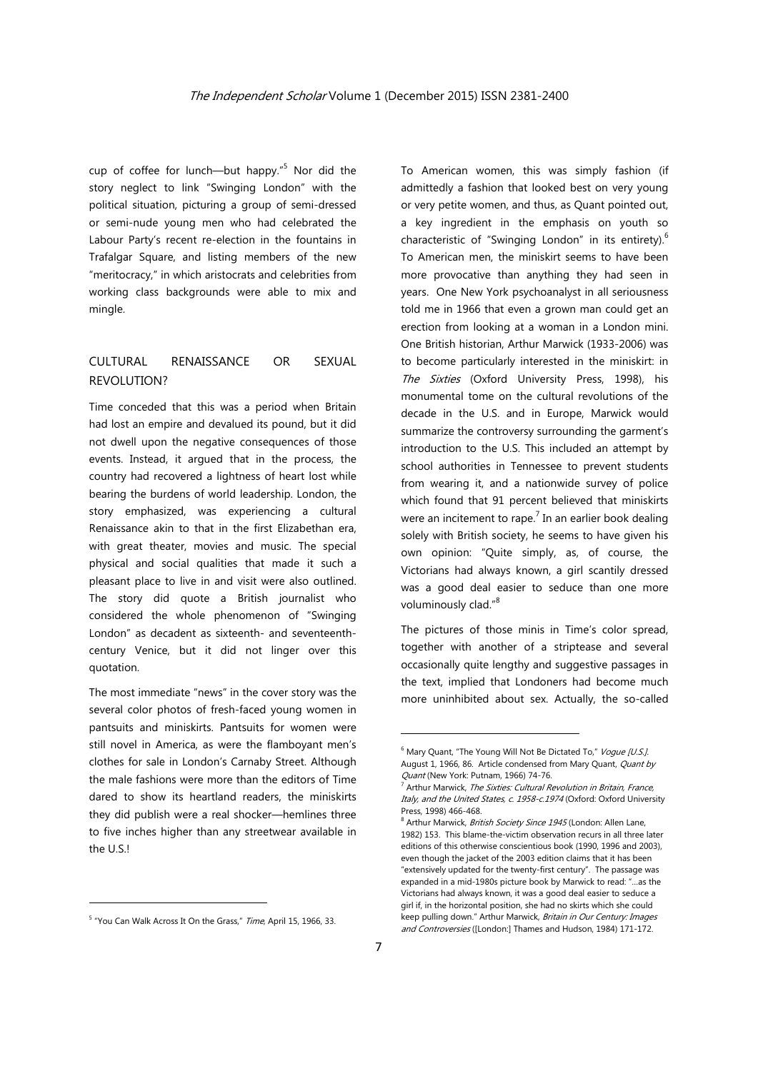cup of coffee for lunch—but happy."[5] Nor did the story neglect to link "Swinging London" with the political situation, picturing a group of semi-dressed or semi-nude young men who had celebrated the Labour Party's recent re-election in the fountains in Trafalgar Square, and listing members of the new "meritocracy," in which aristocrats and celebrities from working class backgrounds were able to mix and mingle.

## CULTURAL RENAISSANCE OR SEXUAL REVOLUTION?

Time conceded that this was a period when Britain had lost an empire and devalued its pound, but it did not dwell upon the negative consequences of those events. Instead, it argued that in the process, the country had recovered a lightness of heart lost while bearing the burdens of world leadership. London, the story emphasized, was experiencing a cultural Renaissance akin to that in the first Elizabethan era, with great theater, movies and music. The special physical and social qualities that made it such a pleasant place to live in and visit were also outlined. The story did quote a British journalist who considered the whole phenomenon of "Swinging London" as decadent as sixteenth- and seventeenth-century Venice, but it did not linger over this quotation.

The most immediate "news" in the cover story was the several color photos of fresh-faced young women in pantsuits and miniskirts. Pantsuits for women were still novel in America, as were the flamboyant men's clothes for sale in London's Carnaby Street. Although the male fashions were more than the editors of Time dared to show its heartland readers, the miniskirts they did publish were a real shocker—hemlines three to five inches higher than any streetwear available in the U.S.!

To American women, this was simply fashion (if admittedly a fashion that looked best on very young or very petite women, and thus, as Quant pointed out, a key ingredient in the emphasis on youth so characteristic of "Swinging London" in its entirety).[6] To American men, the miniskirt seems to have been more provocative than anything they had seen in years. One New York psychoanalyst in all seriousness told me in 1966 that even a grown man could get an erection from looking at a woman in a London mini. One British historian, Arthur Marwick (1933-2006) was to become particularly interested in the miniskirt: in *The Sixties* (Oxford University Press, 1998), his monumental tome on the cultural revolutions of the decade in the U.S. and in Europe, Marwick would summarize the controversy surrounding the garment's introduction to the U.S. This included an attempt by school authorities in Tennessee to prevent students from wearing it, and a nationwide survey of police which found that 91 percent believed that miniskirts were an incitement to rape.[7] In an earlier book dealing solely with British society, he seems to have given his own opinion: "Quite simply, as, of course, the Victorians had always known, a girl scantily dressed was a good deal easier to seduce than one more voluminously clad."[8]

The pictures of those minis in Time's color spread, together with another of a striptease and several occasionally quite lengthy and suggestive passages in the text, implied that Londoners had become much more uninhibited about sex. Actually, the so-called

---

[5] "You Can Walk Across It On the Grass," *Time*, April 15, 1966, 33.

[6] Mary Quant, "The Young Will Not Be Dictated To," *Vogue [U.S.]*, August 1, 1966, 86. Article condensed from Mary Quant, *Quant by Quant* (New York: Putnam, 1966) 74-76.

[7] Arthur Marwick, *The Sixties: Cultural Revolution in Britain, France, Italy, and the United States, c. 1958-c.1974* (Oxford: Oxford University Press, 1998) 466-468.

[8] Arthur Marwick, *British Society Since 1945* (London: Allen Lane, 1982) 153. This blame-the-victim observation recurs in all three later editions of this otherwise conscientious book (1990, 1996 and 2003), even though the jacket of the 2003 edition claims that it has been "extensively updated for the twenty-first century". The passage was expanded in a mid-1980s picture book by Marwick to read: "...as the Victorians had always known, it was a good deal easier to seduce a girl if, in the horizontal position, she had no skirts which she could keep pulling down." Arthur Marwick, *Britain in Our Century: Images and Controversies* ([London:] Thames and Hudson, 1984) 171-172.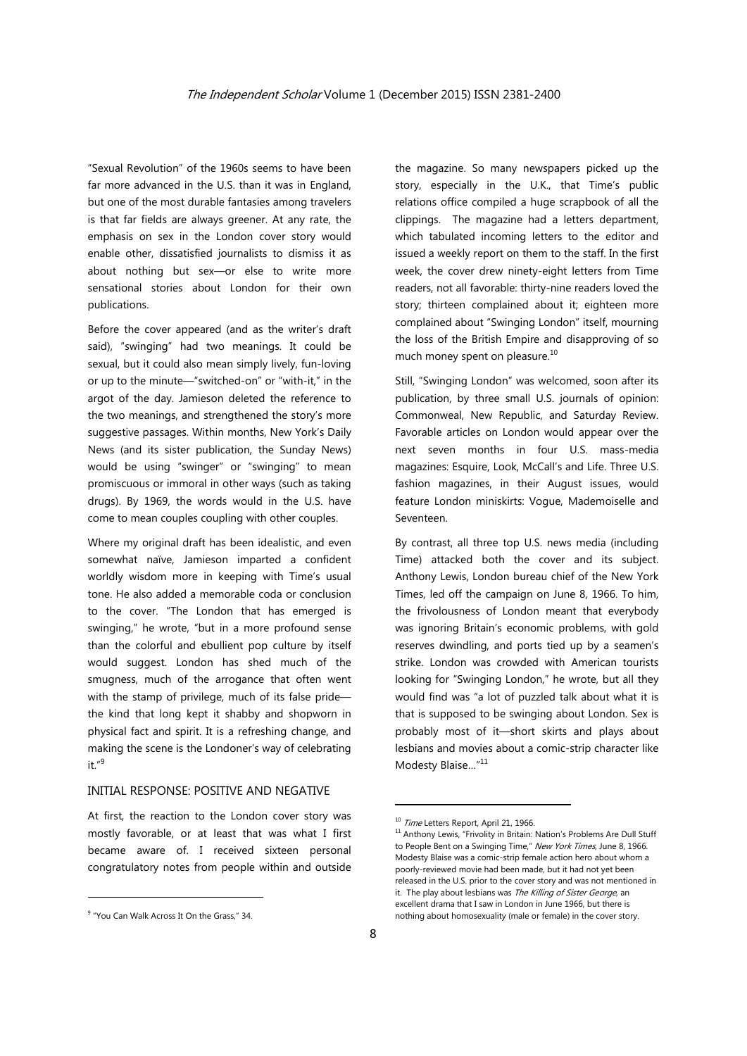"Sexual Revolution" of the 1960s seems to have been far more advanced in the U.S. than it was in England, but one of the most durable fantasies among travelers is that far fields are always greener. At any rate, the emphasis on sex in the London cover story would enable other, dissatisfied journalists to dismiss it as about nothing but sex—or else to write more sensational stories about London for their own publications.

Before the cover appeared (and as the writer's draft said), "swinging" had two meanings. It could be sexual, but it could also mean simply lively, fun-loving or up to the minute—"switched-on" or "with-it," in the argot of the day. Jamieson deleted the reference to the two meanings, and strengthened the story's more suggestive passages. Within months, New York's Daily News (and its sister publication, the Sunday News) would be using "swinger" or "swinging" to mean promiscuous or immoral in other ways (such as taking drugs). By 1969, the words would in the U.S. have come to mean couples coupling with other couples.

Where my original draft has been idealistic, and even somewhat naïve, Jamieson imparted a confident worldly wisdom more in keeping with Time's usual tone. He also added a memorable coda or conclusion to the cover. "The London that has emerged is swinging," he wrote, "but in a more profound sense than the colorful and ebullient pop culture by itself would suggest. London has shed much of the smugness, much of the arrogance that often went with the stamp of privilege, much of its false pride—the kind that long kept it shabby and shopworn in physical fact and spirit. It is a refreshing change, and making the scene is the Londoner's way of celebrating it."[9]

## INITIAL RESPONSE: POSITIVE AND NEGATIVE

At first, the reaction to the London cover story was mostly favorable, or at least that was what I first became aware of. I received sixteen personal congratulatory notes from people within and outside the magazine. So many newspapers picked up the story, especially in the U.K., that Time's public relations office compiled a huge scrapbook of all the clippings. The magazine had a letters department, which tabulated incoming letters to the editor and issued a weekly report on them to the staff. In the first week, the cover drew ninety-eight letters from Time readers, not all favorable: thirty-nine readers loved the story; thirteen complained about it; eighteen more complained about "Swinging London" itself, mourning the loss of the British Empire and disapproving of so much money spent on pleasure.[10]

Still, "Swinging London" was welcomed, soon after its publication, by three small U.S. journals of opinion: Commonweal, New Republic, and Saturday Review. Favorable articles on London would appear over the next seven months in four U.S. mass-media magazines: Esquire, Look, McCall's and Life. Three U.S. fashion magazines, in their August issues, would feature London miniskirts: Vogue, Mademoiselle and Seventeen.

By contrast, all three top U.S. news media (including Time) attacked both the cover and its subject. Anthony Lewis, London bureau chief of the New York Times, led off the campaign on June 8, 1966. To him, the frivolousness of London meant that everybody was ignoring Britain's economic problems, with gold reserves dwindling, and ports tied up by a seamen's strike. London was crowded with American tourists looking for "Swinging London," he wrote, but all they would find was "a lot of puzzled talk about what it is that is supposed to be swinging about London. Sex is probably most of it—short skirts and plays about lesbians and movies about a comic-strip character like Modesty Blaise…"[11]

---

[9] "You Can Walk Across It On the Grass," 34.

[10] *Time* Letters Report, April 21, 1966.

[11] Anthony Lewis, "Frivolity in Britain: Nation's Problems Are Dull Stuff to People Bent on a Swinging Time," *New York Times*, June 8, 1966. Modesty Blaise was a comic-strip female action hero about whom a poorly-reviewed movie had been made, but it had not yet been released in the U.S. prior to the cover story and was not mentioned in it. The play about lesbians was *The Killing of Sister George*, an excellent drama that I saw in London in June 1966, but there is nothing about homosexuality (male or female) in the cover story.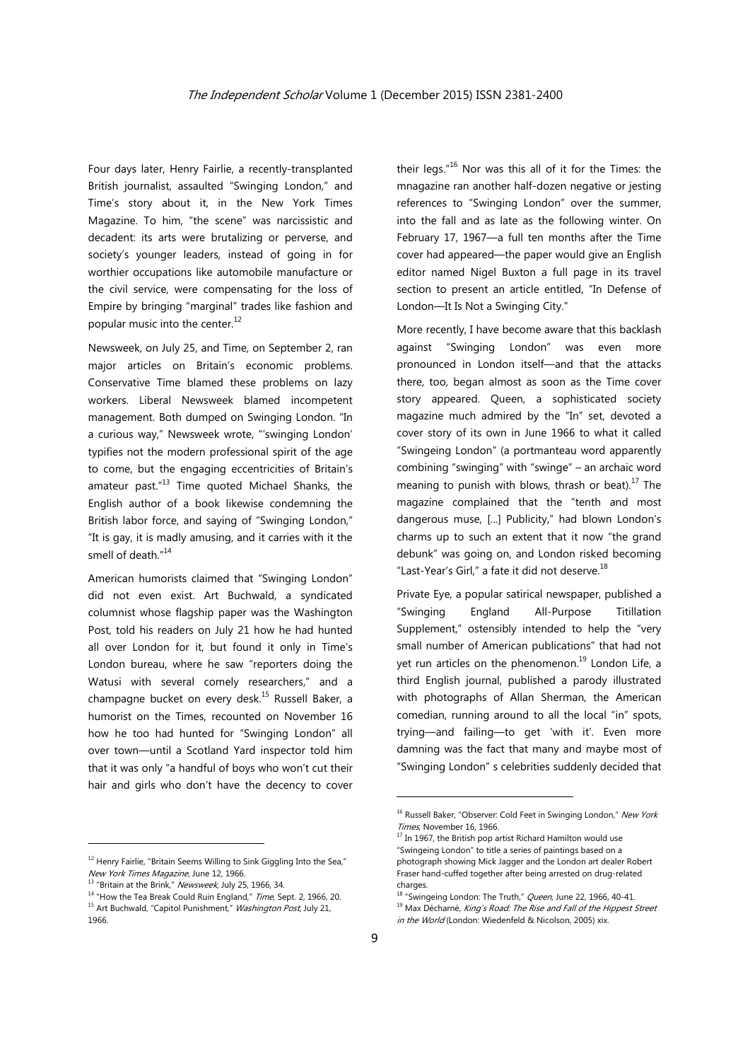Four days later, Henry Fairlie, a recently-transplanted British journalist, assaulted "Swinging London," and Time's story about it, in the New York Times Magazine. To him, "the scene" was narcissistic and decadent: its arts were brutalizing or perverse, and society's younger leaders, instead of going in for worthier occupations like automobile manufacture or the civil service, were compensating for the loss of Empire by bringing "marginal" trades like fashion and popular music into the center.[12]

Newsweek, on July 25, and Time, on September 2, ran major articles on Britain's economic problems. Conservative Time blamed these problems on lazy workers. Liberal Newsweek blamed incompetent management. Both dumped on Swinging London. "In a curious way," Newsweek wrote, "'swinging London' typifies not the modern professional spirit of the age to come, but the engaging eccentricities of Britain's amateur past."[13] Time quoted Michael Shanks, the English author of a book likewise condemning the British labor force, and saying of "Swinging London," "It is gay, it is madly amusing, and it carries with it the smell of death."[14]

American humorists claimed that "Swinging London" did not even exist. Art Buchwald, a syndicated columnist whose flagship paper was the Washington Post, told his readers on July 21 how he had hunted all over London for it, but found it only in Time's London bureau, where he saw "reporters doing the Watusi with several comely researchers," and a champagne bucket on every desk.[15] Russell Baker, a humorist on the Times, recounted on November 16 how he too had hunted for "Swinging London" all over town—until a Scotland Yard inspector told him that it was only "a handful of boys who won't cut their hair and girls who don't have the decency to cover their legs."[16] Nor was this all of it for the Times: the mnagazine ran another half-dozen negative or jesting references to "Swinging London" over the summer, into the fall and as late as the following winter. On February 17, 1967—a full ten months after the Time cover had appeared—the paper would give an English editor named Nigel Buxton a full page in its travel section to present an article entitled, "In Defense of London—It Is Not a Swinging City."

More recently, I have become aware that this backlash against "Swinging London" was even more pronounced in London itself—and that the attacks there, too, began almost as soon as the Time cover story appeared. Queen, a sophisticated society magazine much admired by the "In" set, devoted a cover story of its own in June 1966 to what it called "Swingeing London" (a portmanteau word apparently combining "swinging" with "swinge" – an archaic word meaning to punish with blows, thrash or beat).[17] The magazine complained that the "tenth and most dangerous muse, [...] Publicity," had blown London's charms up to such an extent that it now "the grand debunk" was going on, and London risked becoming "Last-Year's Girl," a fate it did not deserve.[18]

Private Eye, a popular satirical newspaper, published a "Swinging England All-Purpose Titillation Supplement," ostensibly intended to help the "very small number of American publications" that had not yet run articles on the phenomenon.[19] London Life, a third English journal, published a parody illustrated with photographs of Allan Sherman, the American comedian, running around to all the local "in" spots, trying—and failing—to get 'with it'. Even more damning was the fact that many and maybe most of "Swinging London" s celebrities suddenly decided that

---

[12] Henry Fairlie, "Britain Seems Willing to Sink Giggling Into the Sea," *New York Times Magazine*, June 12, 1966.

[13] "Britain at the Brink," *Newsweek*, July 25, 1966, 34.

[14] "How the Tea Break Could Ruin England," *Time*, Sept. 2, 1966, 20.

[15] Art Buchwald, "Capitol Punishment," *Washington Post*, July 21, 1966.

[16] Russell Baker, "Observer: Cold Feet in Swinging London," *New York Times*, November 16, 1966.

[17] In 1967, the British pop artist Richard Hamilton would use "Swingeing London" to title a series of paintings based on a photograph showing Mick Jagger and the London art dealer Robert Fraser hand-cuffed together after being arrested on drug-related charges.

[18] "Swingeing London: The Truth," *Queen*, June 22, 1966, 40-41.

[19] Max Décharné, *King's Road: The Rise and Fall of the Hippest Street in the World* (London: Wiedenfeld & Nicolson, 2005) xix.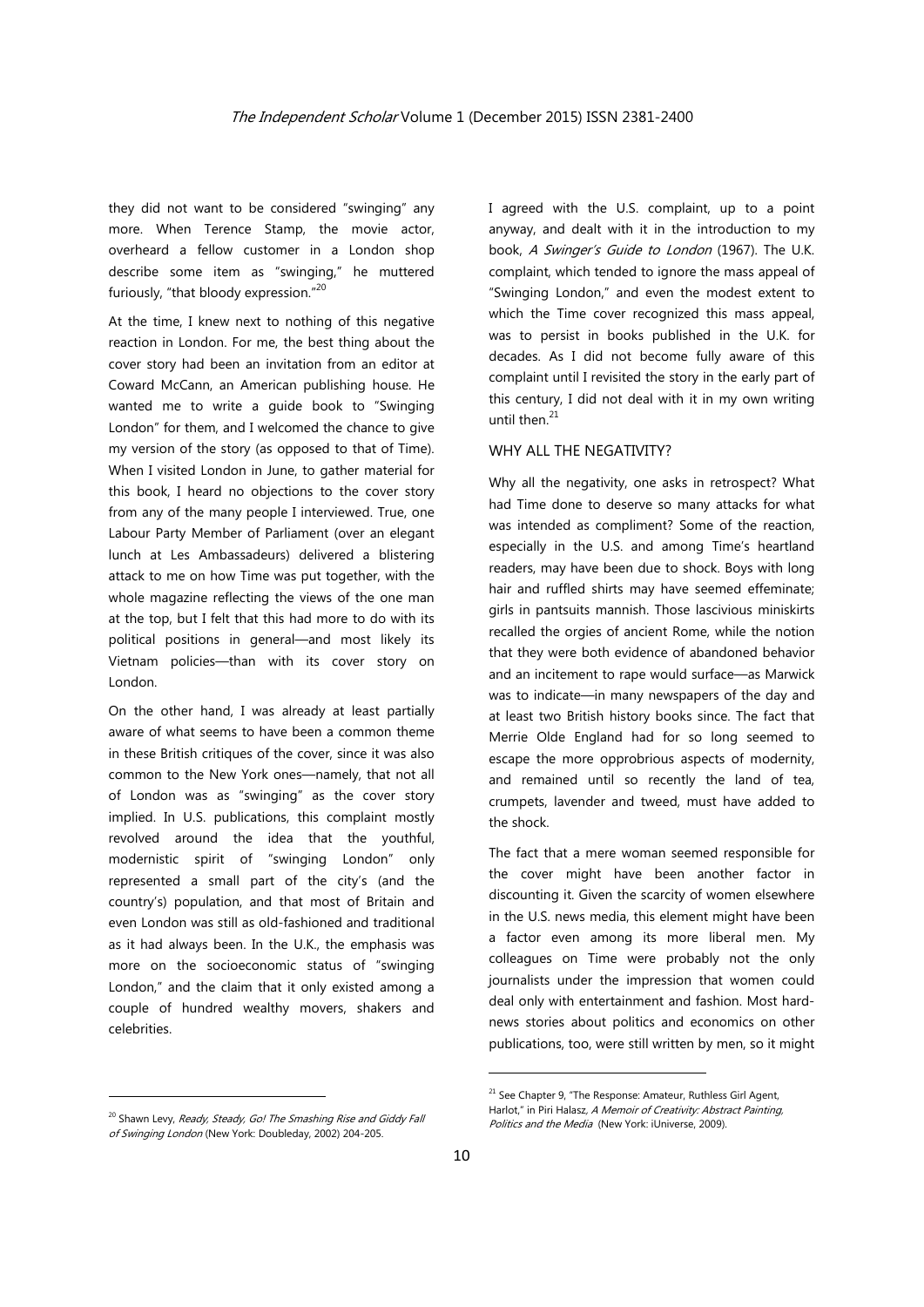they did not want to be considered "swinging" any more. When Terence Stamp, the movie actor, overheard a fellow customer in a London shop describe some item as "swinging," he muttered furiously, "that bloody expression."[20]

At the time, I knew next to nothing of this negative reaction in London. For me, the best thing about the cover story had been an invitation from an editor at Coward McCann, an American publishing house. He wanted me to write a guide book to "Swinging London" for them, and I welcomed the chance to give my version of the story (as opposed to that of Time). When I visited London in June, to gather material for this book, I heard no objections to the cover story from any of the many people I interviewed. True, one Labour Party Member of Parliament (over an elegant lunch at Les Ambassadeurs) delivered a blistering attack to me on how Time was put together, with the whole magazine reflecting the views of the one man at the top, but I felt that this had more to do with its political positions in general—and most likely its Vietnam policies—than with its cover story on London.

On the other hand, I was already at least partially aware of what seems to have been a common theme in these British critiques of the cover, since it was also common to the New York ones—namely, that not all of London was as "swinging" as the cover story implied. In U.S. publications, this complaint mostly revolved around the idea that the youthful, modernistic spirit of "swinging London" only represented a small part of the city's (and the country's) population, and that most of Britain and even London was still as old-fashioned and traditional as it had always been. In the U.K., the emphasis was more on the socioeconomic status of "swinging London," and the claim that it only existed among a couple of hundred wealthy movers, shakers and celebrities.

I agreed with the U.S. complaint, up to a point anyway, and dealt with it in the introduction to my book, *A Swinger's Guide to London* (1967). The U.K. complaint, which tended to ignore the mass appeal of "Swinging London," and even the modest extent to which the Time cover recognized this mass appeal, was to persist in books published in the U.K. for decades. As I did not become fully aware of this complaint until I revisited the story in the early part of this century, I did not deal with it in my own writing until then.[21]

## WHY ALL THE NEGATIVITY?

Why all the negativity, one asks in retrospect? What had Time done to deserve so many attacks for what was intended as compliment? Some of the reaction, especially in the U.S. and among Time's heartland readers, may have been due to shock. Boys with long hair and ruffled shirts may have seemed effeminate; girls in pantsuits mannish. Those lascivious miniskirts recalled the orgies of ancient Rome, while the notion that they were both evidence of abandoned behavior and an incitement to rape would surface—as Marwick was to indicate—in many newspapers of the day and at least two British history books since. The fact that Merrie Olde England had for so long seemed to escape the more opprobrious aspects of modernity, and remained until so recently the land of tea, crumpets, lavender and tweed, must have added to the shock.

The fact that a mere woman seemed responsible for the cover might have been another factor in discounting it. Given the scarcity of women elsewhere in the U.S. news media, this element might have been a factor even among its more liberal men. My colleagues on Time were probably not the only journalists under the impression that women could deal only with entertainment and fashion. Most hard-news stories about politics and economics on other publications, too, were still written by men, so it might

---

[20] Shawn Levy, *Ready, Steady, Go! The Smashing Rise and Giddy Fall of Swinging London* (New York: Doubleday, 2002) 204-205.

[21] See Chapter 9, "The Response: Amateur, Ruthless Girl Agent, Harlot," in Piri Halasz, *A Memoir of Creativity: Abstract Painting, Politics and the Media* (New York: iUniverse, 2009).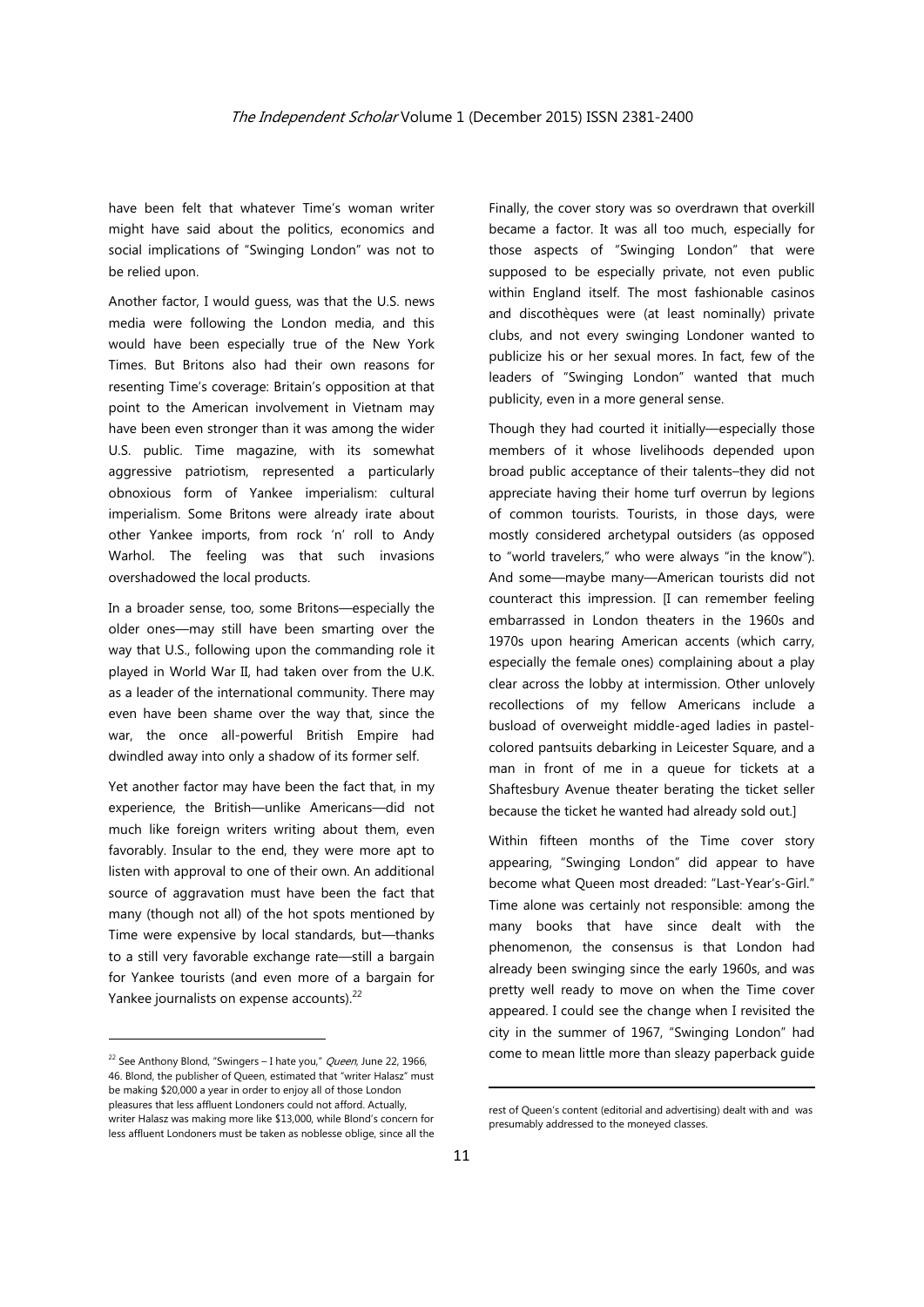have been felt that whatever Time's woman writer might have said about the politics, economics and social implications of "Swinging London" was not to be relied upon.

Another factor, I would guess, was that the U.S. news media were following the London media, and this would have been especially true of the New York Times. But Britons also had their own reasons for resenting Time's coverage: Britain's opposition at that point to the American involvement in Vietnam may have been even stronger than it was among the wider U.S. public. Time magazine, with its somewhat aggressive patriotism, represented a particularly obnoxious form of Yankee imperialism: cultural imperialism. Some Britons were already irate about other Yankee imports, from rock 'n' roll to Andy Warhol. The feeling was that such invasions overshadowed the local products.

In a broader sense, too, some Britons—especially the older ones—may still have been smarting over the way that U.S., following upon the commanding role it played in World War II, had taken over from the U.K. as a leader of the international community. There may even have been shame over the way that, since the war, the once all-powerful British Empire had dwindled away into only a shadow of its former self.

Yet another factor may have been the fact that, in my experience, the British—unlike Americans—did not much like foreign writers writing about them, even favorably. Insular to the end, they were more apt to listen with approval to one of their own. An additional source of aggravation must have been the fact that many (though not all) of the hot spots mentioned by Time were expensive by local standards, but—thanks to a still very favorable exchange rate—still a bargain for Yankee tourists (and even more of a bargain for Yankee journalists on expense accounts).[22]

Finally, the cover story was so overdrawn that overkill became a factor. It was all too much, especially for those aspects of "Swinging London" that were supposed to be especially private, not even public within England itself. The most fashionable casinos and discothèques were (at least nominally) private clubs, and not every swinging Londoner wanted to publicize his or her sexual mores. In fact, few of the leaders of "Swinging London" wanted that much publicity, even in a more general sense.

Though they had courted it initially—especially those members of it whose livelihoods depended upon broad public acceptance of their talents–they did not appreciate having their home turf overrun by legions of common tourists. Tourists, in those days, were mostly considered archetypal outsiders (as opposed to "world travelers," who were always "in the know"). And some—maybe many—American tourists did not counteract this impression. [I can remember feeling embarrassed in London theaters in the 1960s and 1970s upon hearing American accents (which carry, especially the female ones) complaining about a play clear across the lobby at intermission. Other unlovely recollections of my fellow Americans include a busload of overweight middle-aged ladies in pastel-colored pantsuits debarking in Leicester Square, and a man in front of me in a queue for tickets at a Shaftesbury Avenue theater berating the ticket seller because the ticket he wanted had already sold out.]

Within fifteen months of the Time cover story appearing, "Swinging London" did appear to have become what Queen most dreaded: "Last-Year's-Girl." Time alone was certainly not responsible: among the many books that have since dealt with the phenomenon, the consensus is that London had already been swinging since the early 1960s, and was pretty well ready to move on when the Time cover appeared. I could see the change when I revisited the city in the summer of 1967, "Swinging London" had come to mean little more than sleazy paperback guide

---

[22] See Anthony Blond, "Swingers – I hate you," *Queen*, June 22, 1966, 46. Blond, the publisher of Queen, estimated that "writer Halasz" must be making $20,000 a year in order to enjoy all of those London pleasures that less affluent Londoners could not afford. Actually, writer Halasz was making more like $13,000, while Blond's concern for less affluent Londoners must be taken as noblesse oblige, since all the rest of Queen's content (editorial and advertising) dealt with and was presumably addressed to the moneyed classes.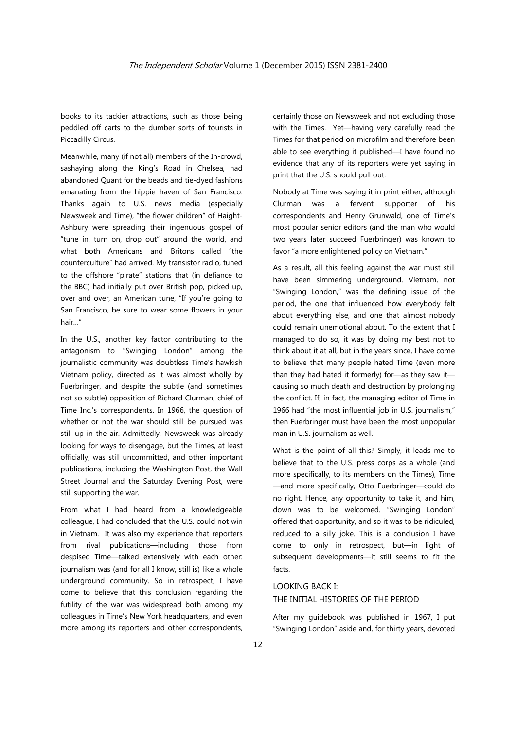books to its tackier attractions, such as those being peddled off carts to the dumber sorts of tourists in Piccadilly Circus.

Meanwhile, many (if not all) members of the In-crowd, sashaying along the King's Road in Chelsea, had abandoned Quant for the beads and tie-dyed fashions emanating from the hippie haven of San Francisco. Thanks again to U.S. news media (especially Newsweek and Time), "the flower children" of Haight-Ashbury were spreading their ingenuous gospel of "tune in, turn on, drop out" around the world, and what both Americans and Britons called "the counterculture" had arrived. My transistor radio, tuned to the offshore "pirate" stations that (in defiance to the BBC) had initially put over British pop, picked up, over and over, an American tune, "If you're going to San Francisco, be sure to wear some flowers in your hair..."

In the U.S., another key factor contributing to the antagonism to "Swinging London" among the journalistic community was doubtless Time's hawkish Vietnam policy, directed as it was almost wholly by Fuerbringer, and despite the subtle (and sometimes not so subtle) opposition of Richard Clurman, chief of Time Inc.'s correspondents. In 1966, the question of whether or not the war should still be pursued was still up in the air. Admittedly, Newsweek was already looking for ways to disengage, but the Times, at least officially, was still uncommitted, and other important publications, including the Washington Post, the Wall Street Journal and the Saturday Evening Post, were still supporting the war.

From what I had heard from a knowledgeable colleague, I had concluded that the U.S. could not win in Vietnam. It was also my experience that reporters from rival publications—including those from despised Time—talked extensively with each other: journalism was (and for all I know, still is) like a whole underground community. So in retrospect, I have come to believe that this conclusion regarding the futility of the war was widespread both among my colleagues in Time's New York headquarters, and even more among its reporters and other correspondents, certainly those on Newsweek and not excluding those with the Times. Yet—having very carefully read the Times for that period on microfilm and therefore been able to see everything it published—I have found no evidence that any of its reporters were yet saying in print that the U.S. should pull out.

Nobody at Time was saying it in print either, although Clurman was a fervent supporter of his correspondents and Henry Grunwald, one of Time's most popular senior editors (and the man who would two years later succeed Fuerbringer) was known to favor "a more enlightened policy on Vietnam."

As a result, all this feeling against the war must still have been simmering underground. Vietnam, not "Swinging London," was the defining issue of the period, the one that influenced how everybody felt about everything else, and one that almost nobody could remain unemotional about. To the extent that I managed to do so, it was by doing my best not to think about it at all, but in the years since, I have come to believe that many people hated Time (even more than they had hated it formerly) for—as they saw it—causing so much death and destruction by prolonging the conflict. If, in fact, the managing editor of Time in 1966 had "the most influential job in U.S. journalism," then Fuerbringer must have been the most unpopular man in U.S. journalism as well.

What is the point of all this? Simply, it leads me to believe that to the U.S. press corps as a whole (and more specifically, to its members on the Times), Time—and more specifically, Otto Fuerbringer—could do no right. Hence, any opportunity to take it, and him, down was to be welcomed. "Swinging London" offered that opportunity, and so it was to be ridiculed, reduced to a silly joke. This is a conclusion I have come to only in retrospect, but—in light of subsequent developments—it still seems to fit the facts.

## LOOKING BACK I: THE INITIAL HISTORIES OF THE PERIOD

After my guidebook was published in 1967, I put "Swinging London" aside and, for thirty years, devoted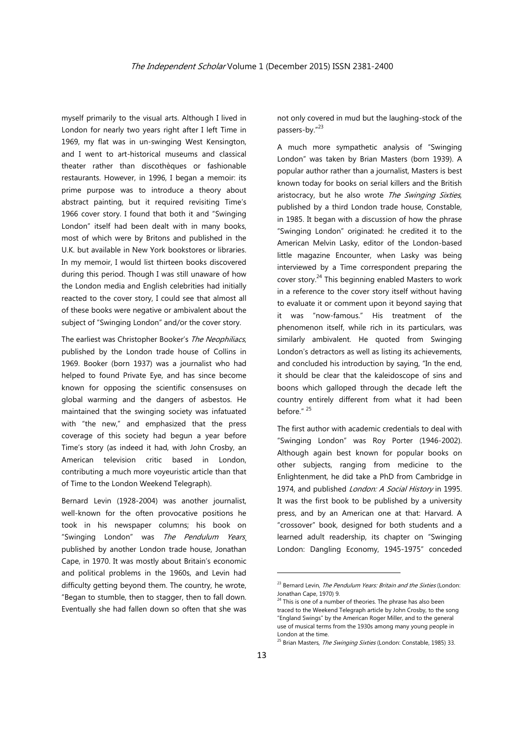myself primarily to the visual arts. Although I lived in London for nearly two years right after I left Time in 1969, my flat was in un-swinging West Kensington, and I went to art-historical museums and classical theater rather than discothèques or fashionable restaurants. However, in 1996, I began a memoir: its prime purpose was to introduce a theory about abstract painting, but it required revisiting Time's 1966 cover story. I found that both it and "Swinging London" itself had been dealt with in many books, most of which were by Britons and published in the U.K. but available in New York bookstores or libraries. In my memoir, I would list thirteen books discovered during this period. Though I was still unaware of how the London media and English celebrities had initially reacted to the cover story, I could see that almost all of these books were negative or ambivalent about the subject of "Swinging London" and/or the cover story.

The earliest was Christopher Booker's *The Neophiliacs*, published by the London trade house of Collins in 1969. Booker (born 1937) was a journalist who had helped to found Private Eye, and has since become known for opposing the scientific consensuses on global warming and the dangers of asbestos. He maintained that the swinging society was infatuated with "the new," and emphasized that the press coverage of this society had begun a year before Time's story (as indeed it had, with John Crosby, an American television critic based in London, contributing a much more voyeuristic article than that of Time to the London Weekend Telegraph).

Bernard Levin (1928-2004) was another journalist, well-known for the often provocative positions he took in his newspaper columns; his book on "Swinging London" was *The Pendulum Years*, published by another London trade house, Jonathan Cape, in 1970. It was mostly about Britain's economic and political problems in the 1960s, and Levin had difficulty getting beyond them. The country, he wrote, "Began to stumble, then to stagger, then to fall down. Eventually she had fallen down so often that she was not only covered in mud but the laughing-stock of the passers-by."[23]

A much more sympathetic analysis of "Swinging London" was taken by Brian Masters (born 1939). A popular author rather than a journalist, Masters is best known today for books on serial killers and the British aristocracy, but he also wrote *The Swinging Sixties*, published by a third London trade house, Constable, in 1985. It began with a discussion of how the phrase "Swinging London" originated: he credited it to the American Melvin Lasky, editor of the London-based little magazine Encounter, when Lasky was being interviewed by a Time correspondent preparing the cover story.[24] This beginning enabled Masters to work in a reference to the cover story itself without having to evaluate it or comment upon it beyond saying that it was "now-famous." His treatment of the phenomenon itself, while rich in its particulars, was similarly ambivalent. He quoted from Swinging London's detractors as well as listing its achievements, and concluded his introduction by saying, "In the end, it should be clear that the kaleidoscope of sins and boons which galloped through the decade left the country entirely different from what it had been before." [25]

The first author with academic credentials to deal with "Swinging London" was Roy Porter (1946-2002). Although again best known for popular books on other subjects, ranging from medicine to the Enlightenment, he did take a PhD from Cambridge in 1974, and published *London: A Social History* in 1995. It was the first book to be published by a university press, and by an American one at that: Harvard. A "crossover" book, designed for both students and a learned adult readership, its chapter on "Swinging London: Dangling Economy, 1945-1975" conceded

---

[23] Bernard Levin, *The Pendulum Years: Britain and the Sixties* (London: Jonathan Cape, 1970) 9.

[24] This is one of a number of theories. The phrase has also been traced to the Weekend Telegraph article by John Crosby, to the song "England Swings" by the American Roger Miller, and to the general use of musical terms from the 1930s among many young people in London at the time.

[25] Brian Masters, *The Swinging Sixties* (London: Constable, 1985) 33.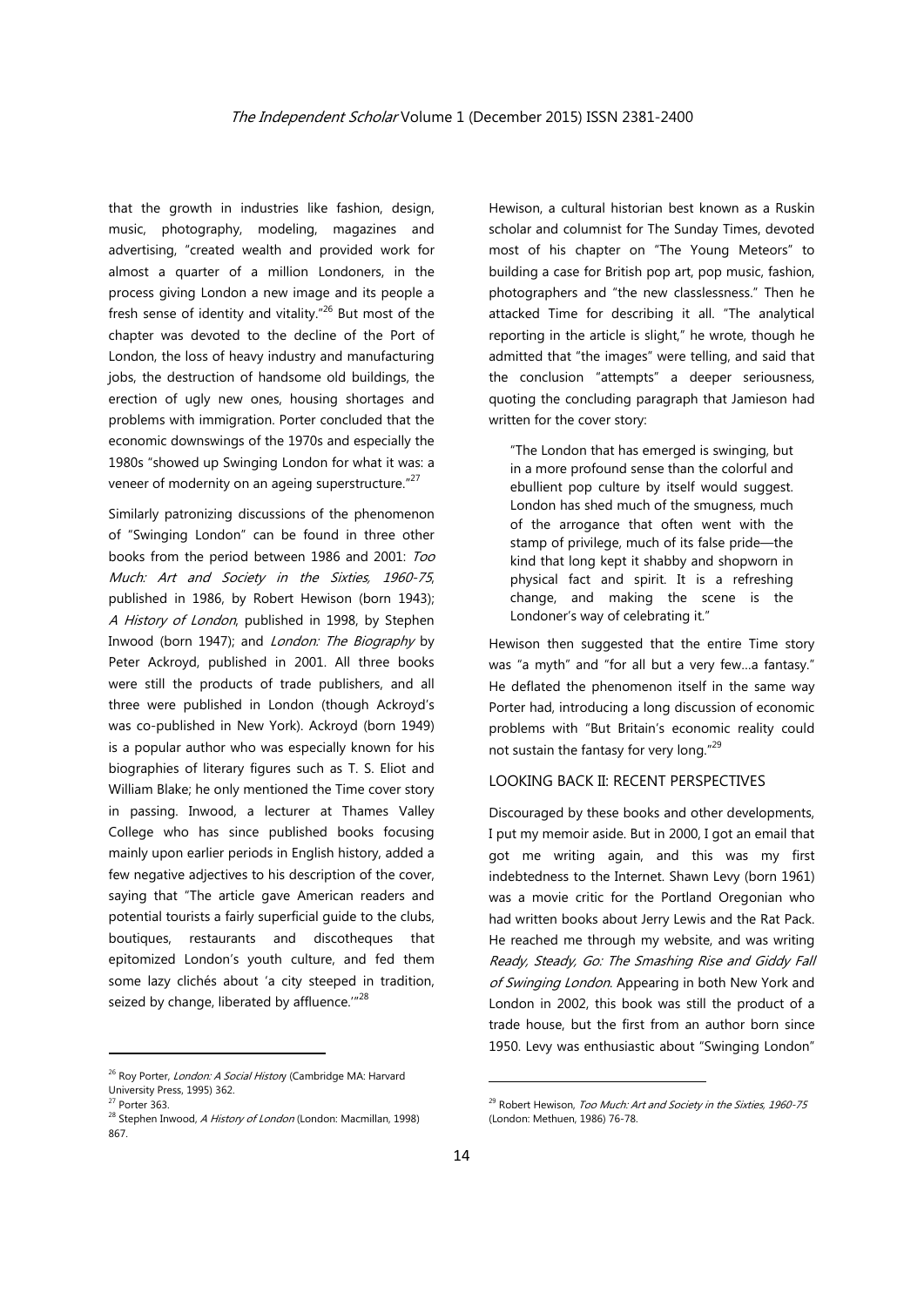that the growth in industries like fashion, design, music, photography, modeling, magazines and advertising, "created wealth and provided work for almost a quarter of a million Londoners, in the process giving London a new image and its people a fresh sense of identity and vitality."[26] But most of the chapter was devoted to the decline of the Port of London, the loss of heavy industry and manufacturing jobs, the destruction of handsome old buildings, the erection of ugly new ones, housing shortages and problems with immigration. Porter concluded that the economic downswings of the 1970s and especially the 1980s "showed up Swinging London for what it was: a veneer of modernity on an ageing superstructure."[27]

Similarly patronizing discussions of the phenomenon of "Swinging London" can be found in three other books from the period between 1986 and 2001: *Too Much: Art and Society in the Sixties, 1960-75*, published in 1986, by Robert Hewison (born 1943); *A History of London*, published in 1998, by Stephen Inwood (born 1947); and *London: The Biography* by Peter Ackroyd, published in 2001. All three books were still the products of trade publishers, and all three were published in London (though Ackroyd's was co-published in New York). Ackroyd (born 1949) is a popular author who was especially known for his biographies of literary figures such as T. S. Eliot and William Blake; he only mentioned the Time cover story in passing. Inwood, a lecturer at Thames Valley College who has since published books focusing mainly upon earlier periods in English history, added a few negative adjectives to his description of the cover, saying that "The article gave American readers and potential tourists a fairly superficial guide to the clubs, boutiques, restaurants and discotheques that epitomized London's youth culture, and fed them some lazy clichés about 'a city steeped in tradition, seized by change, liberated by affluence.'"[28]

Hewison, a cultural historian best known as a Ruskin scholar and columnist for The Sunday Times, devoted most of his chapter on "The Young Meteors" to building a case for British pop art, pop music, fashion, photographers and "the new classlessness." Then he attacked Time for describing it all. "The analytical reporting in the article is slight," he wrote, though he admitted that "the images" were telling, and said that the conclusion "attempts" a deeper seriousness, quoting the concluding paragraph that Jamieson had written for the cover story:

> "The London that has emerged is swinging, but in a more profound sense than the colorful and ebullient pop culture by itself would suggest. London has shed much of the smugness, much of the arrogance that often went with the stamp of privilege, much of its false pride—the kind that long kept it shabby and shopworn in physical fact and spirit. It is a refreshing change, and making the scene is the Londoner's way of celebrating it."

Hewison then suggested that the entire Time story was "a myth" and "for all but a very few…a fantasy." He deflated the phenomenon itself in the same way Porter had, introducing a long discussion of economic problems with "But Britain's economic reality could not sustain the fantasy for very long."[29]

## LOOKING BACK II: RECENT PERSPECTIVES

Discouraged by these books and other developments, I put my memoir aside. But in 2000, I got an email that got me writing again, and this was my first indebtedness to the Internet. Shawn Levy (born 1961) was a movie critic for the Portland Oregonian who had written books about Jerry Lewis and the Rat Pack. He reached me through my website, and was writing *Ready, Steady, Go: The Smashing Rise and Giddy Fall of Swinging London*. Appearing in both New York and London in 2002, this book was still the product of a trade house, but the first from an author born since 1950. Levy was enthusiastic about "Swinging London"

---

[26] Roy Porter, *London: A Social History* (Cambridge MA: Harvard University Press, 1995) 362.

[27] Porter 363.

[28] Stephen Inwood, *A History of London* (London: Macmillan, 1998) 867.

[29] Robert Hewison, *Too Much: Art and Society in the Sixties, 1960-75* (London: Methuen, 1986) 76-78.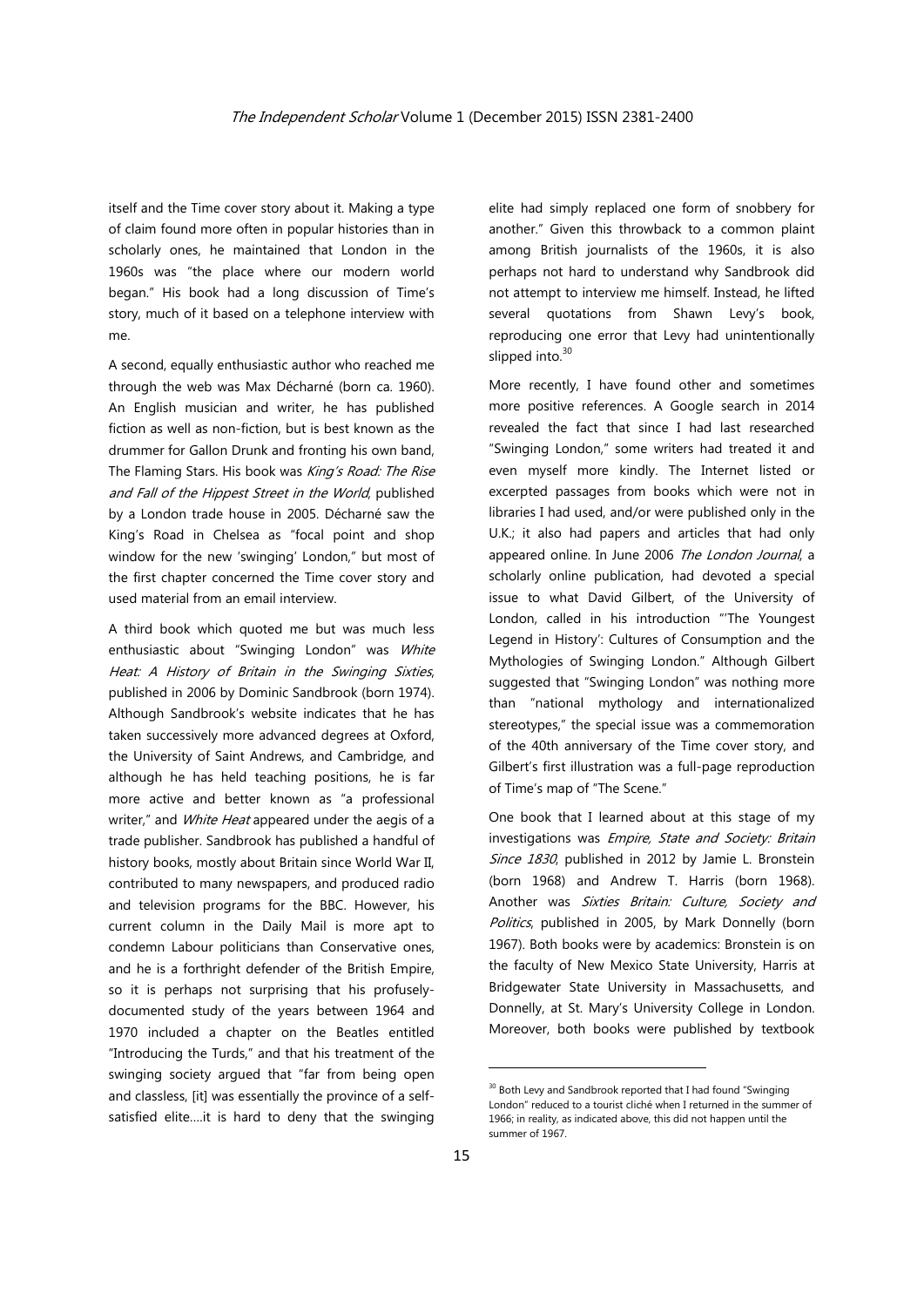itself and the Time cover story about it. Making a type of claim found more often in popular histories than in scholarly ones, he maintained that London in the 1960s was "the place where our modern world began." His book had a long discussion of Time's story, much of it based on a telephone interview with me.

A second, equally enthusiastic author who reached me through the web was Max Décharné (born ca. 1960). An English musician and writer, he has published fiction as well as non-fiction, but is best known as the drummer for Gallon Drunk and fronting his own band, The Flaming Stars. His book was *King's Road: The Rise and Fall of the Hippest Street in the World*, published by a London trade house in 2005. Décharné saw the King's Road in Chelsea as "focal point and shop window for the new 'swinging' London," but most of the first chapter concerned the Time cover story and used material from an email interview.

A third book which quoted me but was much less enthusiastic about "Swinging London" was *White Heat: A History of Britain in the Swinging Sixties*, published in 2006 by Dominic Sandbrook (born 1974). Although Sandbrook's website indicates that he has taken successively more advanced degrees at Oxford, the University of Saint Andrews, and Cambridge, and although he has held teaching positions, he is far more active and better known as "a professional writer," and *White Heat* appeared under the aegis of a trade publisher. Sandbrook has published a handful of history books, mostly about Britain since World War II, contributed to many newspapers, and produced radio and television programs for the BBC. However, his current column in the Daily Mail is more apt to condemn Labour politicians than Conservative ones, and he is a forthright defender of the British Empire, so it is perhaps not surprising that his profusely-documented study of the years between 1964 and 1970 included a chapter on the Beatles entitled "Introducing the Turds," and that his treatment of the swinging society argued that "far from being open and classless, [it] was essentially the province of a self-satisfied elite….it is hard to deny that the swinging elite had simply replaced one form of snobbery for another." Given this throwback to a common plaint among British journalists of the 1960s, it is also perhaps not hard to understand why Sandbrook did not attempt to interview me himself. Instead, he lifted several quotations from Shawn Levy's book, reproducing one error that Levy had unintentionally slipped into.[30]

More recently, I have found other and sometimes more positive references. A Google search in 2014 revealed the fact that since I had last researched "Swinging London," some writers had treated it and even myself more kindly. The Internet listed or excerpted passages from books which were not in libraries I had used, and/or were published only in the U.K.; it also had papers and articles that had only appeared online. In June 2006 *The London Journal*, a scholarly online publication, had devoted a special issue to what David Gilbert, of the University of London, called in his introduction "'The Youngest Legend in History': Cultures of Consumption and the Mythologies of Swinging London." Although Gilbert suggested that "Swinging London" was nothing more than "national mythology and internationalized stereotypes," the special issue was a commemoration of the 40th anniversary of the Time cover story, and Gilbert's first illustration was a full-page reproduction of Time's map of "The Scene."

One book that I learned about at this stage of my investigations was *Empire, State and Society: Britain Since 1830*, published in 2012 by Jamie L. Bronstein (born 1968) and Andrew T. Harris (born 1968). Another was *Sixties Britain: Culture, Society and Politics*, published in 2005, by Mark Donnelly (born 1967). Both books were by academics: Bronstein is on the faculty of New Mexico State University, Harris at Bridgewater State University in Massachusetts, and Donnelly, at St. Mary's University College in London. Moreover, both books were published by textbook

---

[30] Both Levy and Sandbrook reported that I had found "Swinging London" reduced to a tourist cliché when I returned in the summer of 1966; in reality, as indicated above, this did not happen until the summer of 1967.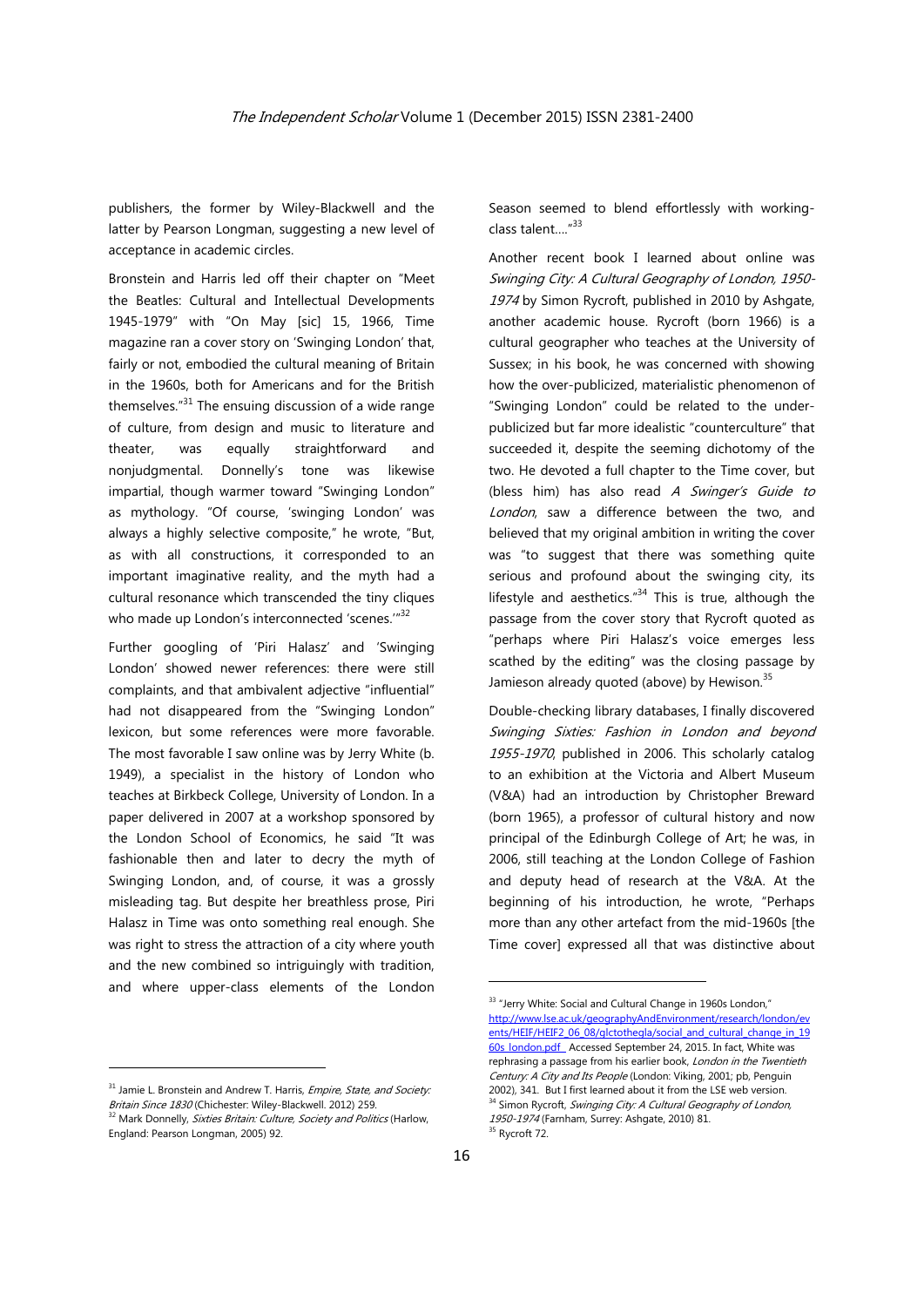publishers, the former by Wiley-Blackwell and the latter by Pearson Longman, suggesting a new level of acceptance in academic circles.

Bronstein and Harris led off their chapter on "Meet the Beatles: Cultural and Intellectual Developments 1945-1979" with "On May [sic] 15, 1966, Time magazine ran a cover story on 'Swinging London' that, fairly or not, embodied the cultural meaning of Britain in the 1960s, both for Americans and for the British themselves."[31] The ensuing discussion of a wide range of culture, from design and music to literature and theater, was equally straightforward and nonjudgmental. Donnelly's tone was likewise impartial, though warmer toward "Swinging London" as mythology. "Of course, 'swinging London' was always a highly selective composite," he wrote, "But, as with all constructions, it corresponded to an important imaginative reality, and the myth had a cultural resonance which transcended the tiny cliques who made up London's interconnected 'scenes.'"[32]

Further googling of 'Piri Halasz' and 'Swinging London' showed newer references: there were still complaints, and that ambivalent adjective "influential" had not disappeared from the "Swinging London" lexicon, but some references were more favorable. The most favorable I saw online was by Jerry White (b. 1949), a specialist in the history of London who teaches at Birkbeck College, University of London. In a paper delivered in 2007 at a workshop sponsored by the London School of Economics, he said "It was fashionable then and later to decry the myth of Swinging London, and, of course, it was a grossly misleading tag. But despite her breathless prose, Piri Halasz in Time was onto something real enough. She was right to stress the attraction of a city where youth and the new combined so intriguingly with tradition, and where upper-class elements of the London Season seemed to blend effortlessly with working-class talent...."[33]

Another recent book I learned about online was *Swinging City: A Cultural Geography of London, 1950-1974* by Simon Rycroft, published in 2010 by Ashgate, another academic house. Rycroft (born 1966) is a cultural geographer who teaches at the University of Sussex; in his book, he was concerned with showing how the over-publicized, materialistic phenomenon of "Swinging London" could be related to the under-publicized but far more idealistic "counterculture" that succeeded it, despite the seeming dichotomy of the two. He devoted a full chapter to the Time cover, but (bless him) has also read *A Swinger's Guide to London*, saw a difference between the two, and believed that my original ambition in writing the cover was "to suggest that there was something quite serious and profound about the swinging city, its lifestyle and aesthetics."[34] This is true, although the passage from the cover story that Rycroft quoted as "perhaps where Piri Halasz's voice emerges less scathed by the editing" was the closing passage by Jamieson already quoted (above) by Hewison.[35]

Double-checking library databases, I finally discovered *Swinging Sixties: Fashion in London and beyond 1955-1970*, published in 2006. This scholarly catalog to an exhibition at the Victoria and Albert Museum (V&A) had an introduction by Christopher Breward (born 1965), a professor of cultural history and now principal of the Edinburgh College of Art; he was, in 2006, still teaching at the London College of Fashion and deputy head of research at the V&A. At the beginning of his introduction, he wrote, "Perhaps more than any other artefact from the mid-1960s [the Time cover] expressed all that was distinctive about

---

[31] Jamie L. Bronstein and Andrew T. Harris, *Empire, State, and Society: Britain Since 1830* (Chichester: Wiley-Blackwell. 2012) 259.

[32] Mark Donnelly, *Sixties Britain: Culture, Society and Politics* (Harlow, England: Pearson Longman, 2005) 92.

[33] "Jerry White: Social and Cultural Change in 1960s London," http://www.lse.ac.uk/geographyAndEnvironment/research/london/events/HEIF/HEIF2_06_08/glctothegla/social_and_cultural_change_in_1960s_london.pdf Accessed September 24, 2015. In fact, White was rephrasing a passage from his earlier book, *London in the Twentieth Century: A City and Its People* (London: Viking, 2001; pb, Penguin 2002), 341. But I first learned about it from the LSE web version.

[34] Simon Rycroft, *Swinging City: A Cultural Geography of London, 1950-1974* (Farnham, Surrey: Ashgate, 2010) 81.

[35] Rycroft 72.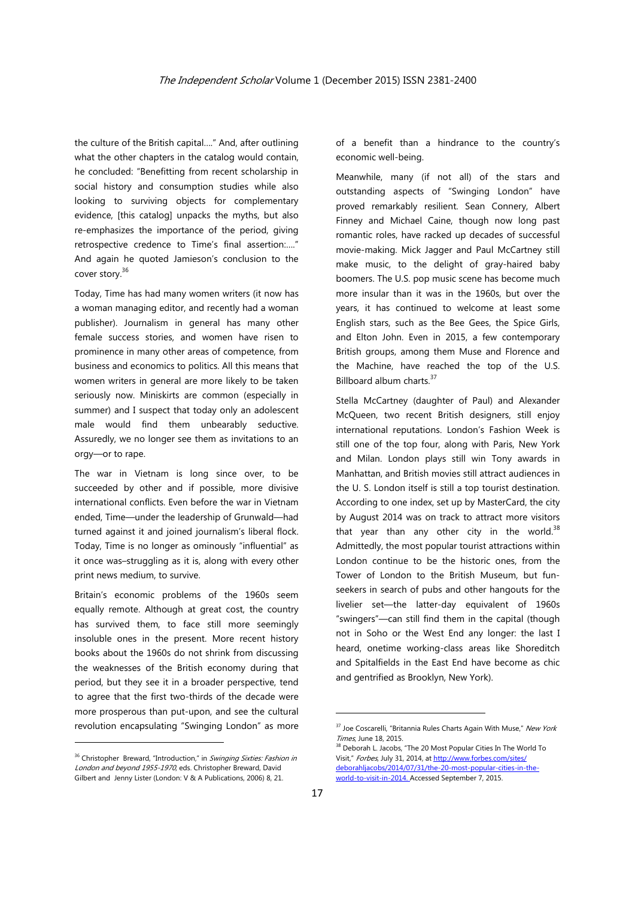the culture of the British capital…." And, after outlining what the other chapters in the catalog would contain, he concluded: "Benefitting from recent scholarship in social history and consumption studies while also looking to surviving objects for complementary evidence, [this catalog] unpacks the myths, but also re-emphasizes the importance of the period, giving retrospective credence to Time's final assertion:…." And again he quoted Jamieson's conclusion to the cover story.[36]

Today, Time has had many women writers (it now has a woman managing editor, and recently had a woman publisher). Journalism in general has many other female success stories, and women have risen to prominence in many other areas of competence, from business and economics to politics. All this means that women writers in general are more likely to be taken seriously now. Miniskirts are common (especially in summer) and I suspect that today only an adolescent male would find them unbearably seductive. Assuredly, we no longer see them as invitations to an orgy—or to rape.

The war in Vietnam is long since over, to be succeeded by other and if possible, more divisive international conflicts. Even before the war in Vietnam ended, Time—under the leadership of Grunwald—had turned against it and joined journalism's liberal flock. Today, Time is no longer as ominously "influential" as it once was–struggling as it is, along with every other print news medium, to survive.

Britain's economic problems of the 1960s seem equally remote. Although at great cost, the country has survived them, to face still more seemingly insoluble ones in the present. More recent history books about the 1960s do not shrink from discussing the weaknesses of the British economy during that period, but they see it in a broader perspective, tend to agree that the first two-thirds of the decade were more prosperous than put-upon, and see the cultural revolution encapsulating "Swinging London" as more of a benefit than a hindrance to the country's economic well-being.

Meanwhile, many (if not all) of the stars and outstanding aspects of "Swinging London" have proved remarkably resilient. Sean Connery, Albert Finney and Michael Caine, though now long past romantic roles, have racked up decades of successful movie-making. Mick Jagger and Paul McCartney still make music, to the delight of gray-haired baby boomers. The U.S. pop music scene has become much more insular than it was in the 1960s, but over the years, it has continued to welcome at least some English stars, such as the Bee Gees, the Spice Girls, and Elton John. Even in 2015, a few contemporary British groups, among them Muse and Florence and the Machine, have reached the top of the U.S. Billboard album charts.[37]

Stella McCartney (daughter of Paul) and Alexander McQueen, two recent British designers, still enjoy international reputations. London's Fashion Week is still one of the top four, along with Paris, New York and Milan. London plays still win Tony awards in Manhattan, and British movies still attract audiences in the U. S. London itself is still a top tourist destination. According to one index, set up by MasterCard, the city by August 2014 was on track to attract more visitors that year than any other city in the world.[38] Admittedly, the most popular tourist attractions within London continue to be the historic ones, from the Tower of London to the British Museum, but fun-seekers in search of pubs and other hangouts for the livelier set—the latter-day equivalent of 1960s "swingers"—can still find them in the capital (though not in Soho or the West End any longer: the last I heard, onetime working-class areas like Shoreditch and Spitalfields in the East End have become as chic and gentrified as Brooklyn, New York).

---

[36] Christopher Breward, "Introduction," in *Swinging Sixties: Fashion in London and beyond 1955-1970*, eds. Christopher Breward, David Gilbert and Jenny Lister (London: V & A Publications, 2006) 8, 21.

[37] Joe Coscarelli, "Britannia Rules Charts Again With Muse," *New York Times*, June 18, 2015.

[38] Deborah L. Jacobs, "The 20 Most Popular Cities In The World To Visit," *Forbes*, July 31, 2014, at http://www.forbes.com/sites/deborahljacobs/2014/07/31/the-20-most-popular-cities-in-the-world-to-visit-in-2014. Accessed September 7, 2015.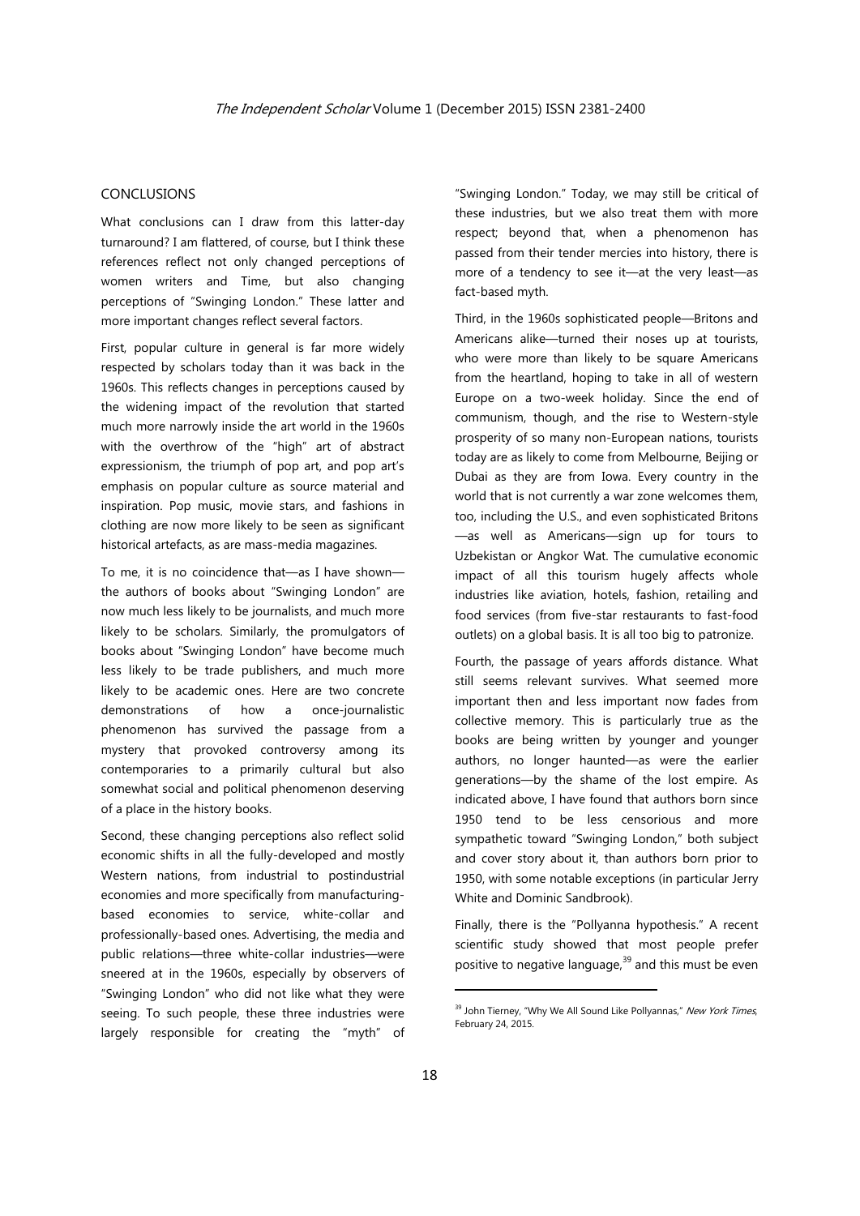## CONCLUSIONS

What conclusions can I draw from this latter-day turnaround? I am flattered, of course, but I think these references reflect not only changed perceptions of women writers and Time, but also changing perceptions of "Swinging London." These latter and more important changes reflect several factors.

First, popular culture in general is far more widely respected by scholars today than it was back in the 1960s. This reflects changes in perceptions caused by the widening impact of the revolution that started much more narrowly inside the art world in the 1960s with the overthrow of the "high" art of abstract expressionism, the triumph of pop art, and pop art's emphasis on popular culture as source material and inspiration. Pop music, movie stars, and fashions in clothing are now more likely to be seen as significant historical artefacts, as are mass-media magazines.

To me, it is no coincidence that—as I have shown—the authors of books about "Swinging London" are now much less likely to be journalists, and much more likely to be scholars. Similarly, the promulgators of books about "Swinging London" have become much less likely to be trade publishers, and much more likely to be academic ones. Here are two concrete demonstrations of how a once-journalistic phenomenon has survived the passage from a mystery that provoked controversy among its contemporaries to a primarily cultural but also somewhat social and political phenomenon deserving of a place in the history books.

Second, these changing perceptions also reflect solid economic shifts in all the fully-developed and mostly Western nations, from industrial to postindustrial economies and more specifically from manufacturing-based economies to service, white-collar and professionally-based ones. Advertising, the media and public relations—three white-collar industries—were sneered at in the 1960s, especially by observers of "Swinging London" who did not like what they were seeing. To such people, these three industries were largely responsible for creating the "myth" of "Swinging London." Today, we may still be critical of these industries, but we also treat them with more respect; beyond that, when a phenomenon has passed from their tender mercies into history, there is more of a tendency to see it—at the very least—as fact-based myth.

Third, in the 1960s sophisticated people—Britons and Americans alike—turned their noses up at tourists, who were more than likely to be square Americans from the heartland, hoping to take in all of western Europe on a two-week holiday. Since the end of communism, though, and the rise to Western-style prosperity of so many non-European nations, tourists today are as likely to come from Melbourne, Beijing or Dubai as they are from Iowa. Every country in the world that is not currently a war zone welcomes them, too, including the U.S., and even sophisticated Britons—as well as Americans—sign up for tours to Uzbekistan or Angkor Wat. The cumulative economic impact of all this tourism hugely affects whole industries like aviation, hotels, fashion, retailing and food services (from five-star restaurants to fast-food outlets) on a global basis. It is all too big to patronize.

Fourth, the passage of years affords distance. What still seems relevant survives. What seemed more important then and less important now fades from collective memory. This is particularly true as the books are being written by younger and younger authors, no longer haunted—as were the earlier generations—by the shame of the lost empire. As indicated above, I have found that authors born since 1950 tend to be less censorious and more sympathetic toward "Swinging London," both subject and cover story about it, than authors born prior to 1950, with some notable exceptions (in particular Jerry White and Dominic Sandbrook).

Finally, there is the "Pollyanna hypothesis." A recent scientific study showed that most people prefer positive to negative language,[39] and this must be even

[39] John Tierney, "Why We All Sound Like Pollyannas," *New York Times*, February 24, 2015.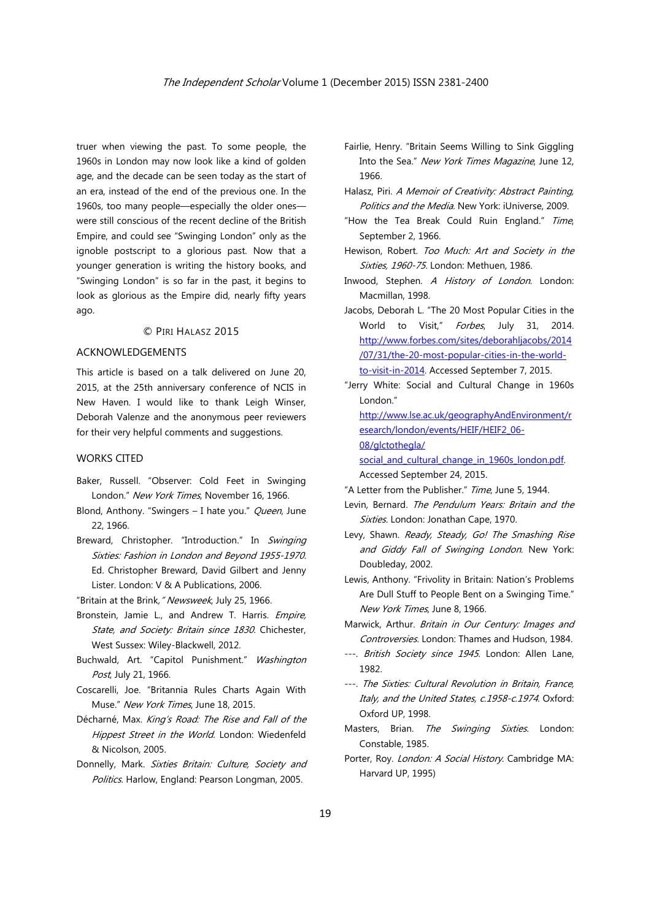truer when viewing the past. To some people, the 1960s in London may now look like a kind of golden age, and the decade can be seen today as the start of an era, instead of the end of the previous one. In the 1960s, too many people—especially the older ones—were still conscious of the recent decline of the British Empire, and could see "Swinging London" only as the ignoble postscript to a glorious past. Now that a younger generation is writing the history books, and "Swinging London" is so far in the past, it begins to look as glorious as the Empire did, nearly fifty years ago.

© Piri Halasz 2015

## ACKNOWLEDGEMENTS

This article is based on a talk delivered on June 20, 2015, at the 25th anniversary conference of NCIS in New Haven. I would like to thank Leigh Winser, Deborah Valenze and the anonymous peer reviewers for their very helpful comments and suggestions.

## WORKS CITED

Baker, Russell. "Observer: Cold Feet in Swinging London." *New York Times*, November 16, 1966.

Blond, Anthony. "Swingers – I hate you." *Queen*, June 22, 1966.

Breward, Christopher. "Introduction." In *Swinging Sixties: Fashion in London and Beyond 1955-1970*. Ed. Christopher Breward, David Gilbert and Jenny Lister. London: V & A Publications, 2006.

"Britain at the Brink*," Newsweek*, July 25, 1966.

Bronstein, Jamie L., and Andrew T. Harris. *Empire, State, and Society: Britain since 1830*. Chichester, West Sussex: Wiley-Blackwell, 2012.

Buchwald, Art. "Capitol Punishment." *Washington Post*, July 21, 1966.

Coscarelli, Joe. "Britannia Rules Charts Again With Muse." *New York Times*, June 18, 2015.

Décharné, Max. *King's Road: The Rise and Fall of the Hippest Street in the World*. London: Wiedenfeld & Nicolson, 2005.

Donnelly, Mark. *Sixties Britain: Culture, Society and Politics*. Harlow, England: Pearson Longman, 2005.

Fairlie, Henry. "Britain Seems Willing to Sink Giggling Into the Sea." *New York Times Magazine*, June 12, 1966.

Halasz, Piri. *A Memoir of Creativity: Abstract Painting, Politics and the Media*. New York: iUniverse, 2009.

"How the Tea Break Could Ruin England." *Time*, September 2, 1966.

Hewison, Robert. *Too Much: Art and Society in the Sixties, 1960-75*. London: Methuen, 1986.

Inwood, Stephen. *A History of London*. London: Macmillan, 1998.

Jacobs, Deborah L. "The 20 Most Popular Cities in the World to Visit," *Forbes*, July 31, 2014. http://www.forbes.com/sites/deborahljacobs/2014/07/31/the-20-most-popular-cities-in-the-world-to-visit-in-2014. Accessed September 7, 2015.

"Jerry White: Social and Cultural Change in 1960s London." http://www.lse.ac.uk/geographyAndEnvironment/research/london/events/HEIF/HEIF2_06-08/glctothegla/social_and_cultural_change_in_1960s_london.pdf. Accessed September 24, 2015.

"A Letter from the Publisher." *Time*, June 5, 1944.

Levin, Bernard. *The Pendulum Years: Britain and the Sixties*. London: Jonathan Cape, 1970.

Levy, Shawn. *Ready, Steady, Go! The Smashing Rise and Giddy Fall of Swinging London*. New York: Doubleday, 2002.

Lewis, Anthony. "Frivolity in Britain: Nation's Problems Are Dull Stuff to People Bent on a Swinging Time." *New York Times*, June 8, 1966.

Marwick, Arthur. *Britain in Our Century: Images and Controversies*. London: Thames and Hudson, 1984.

---. *British Society since 1945*. London: Allen Lane, 1982.

---. *The Sixties: Cultural Revolution in Britain, France, Italy, and the United States, c.1958-c.1974*. Oxford: Oxford UP, 1998.

Masters, Brian. *The Swinging Sixties*. London: Constable, 1985.

Porter, Roy. *London: A Social History*. Cambridge MA: Harvard UP, 1995)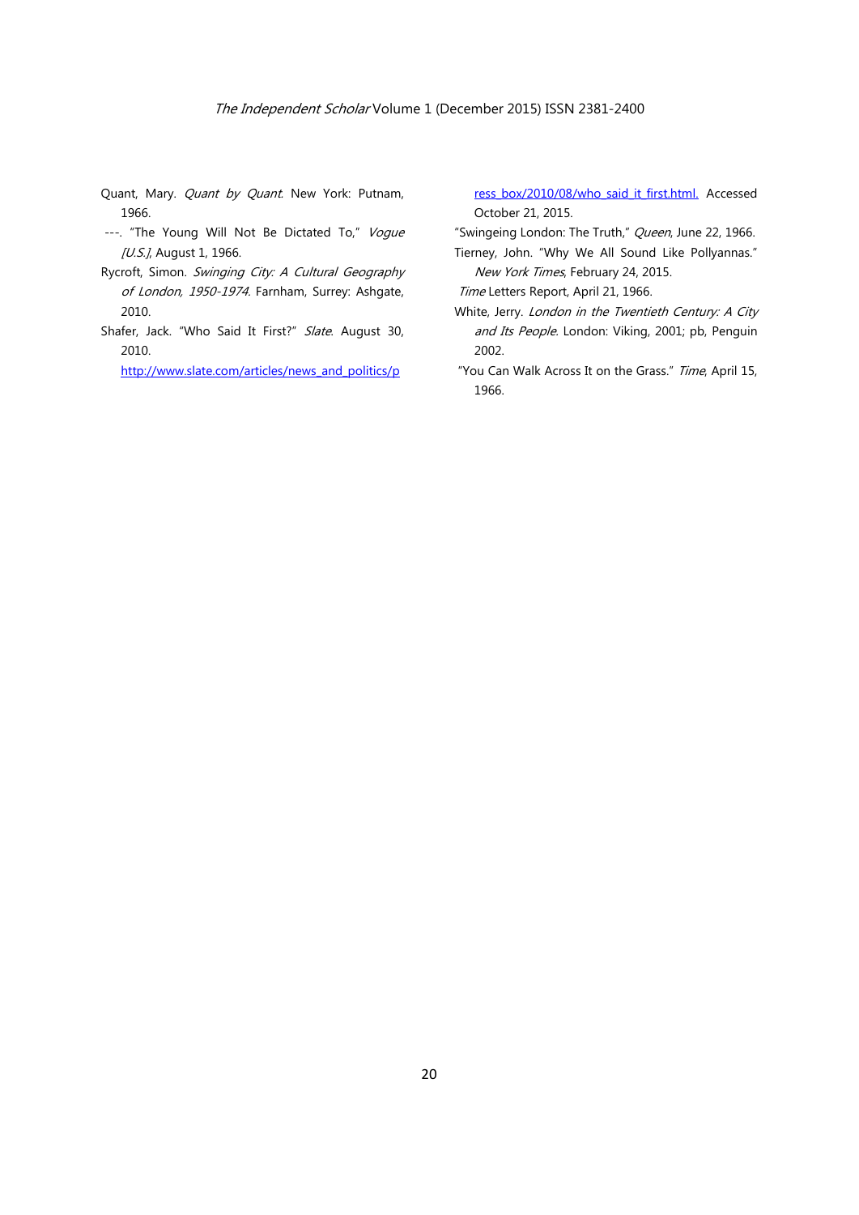Quant, Mary. *Quant by Quant*. New York: Putnam, 1966.

---. "The Young Will Not Be Dictated To," *Vogue [U.S.]*, August 1, 1966.

Rycroft, Simon. *Swinging City: A Cultural Geography of London, 1950-1974*. Farnham, Surrey: Ashgate, 2010.

Shafer, Jack. "Who Said It First?" *Slate*. August 30, 2010. http://www.slate.com/articles/news_and_politics/press_box/2010/08/who_said_it_first.html. Accessed October 21, 2015.

"Swingeing London: The Truth," *Queen*, June 22, 1966.

Tierney, John. "Why We All Sound Like Pollyannas." *New York Times*, February 24, 2015.

*Time* Letters Report, April 21, 1966.

White, Jerry. *London in the Twentieth Century: A City and Its People*. London: Viking, 2001; pb, Penguin 2002.

"You Can Walk Across It on the Grass." *Time*, April 15, 1966.